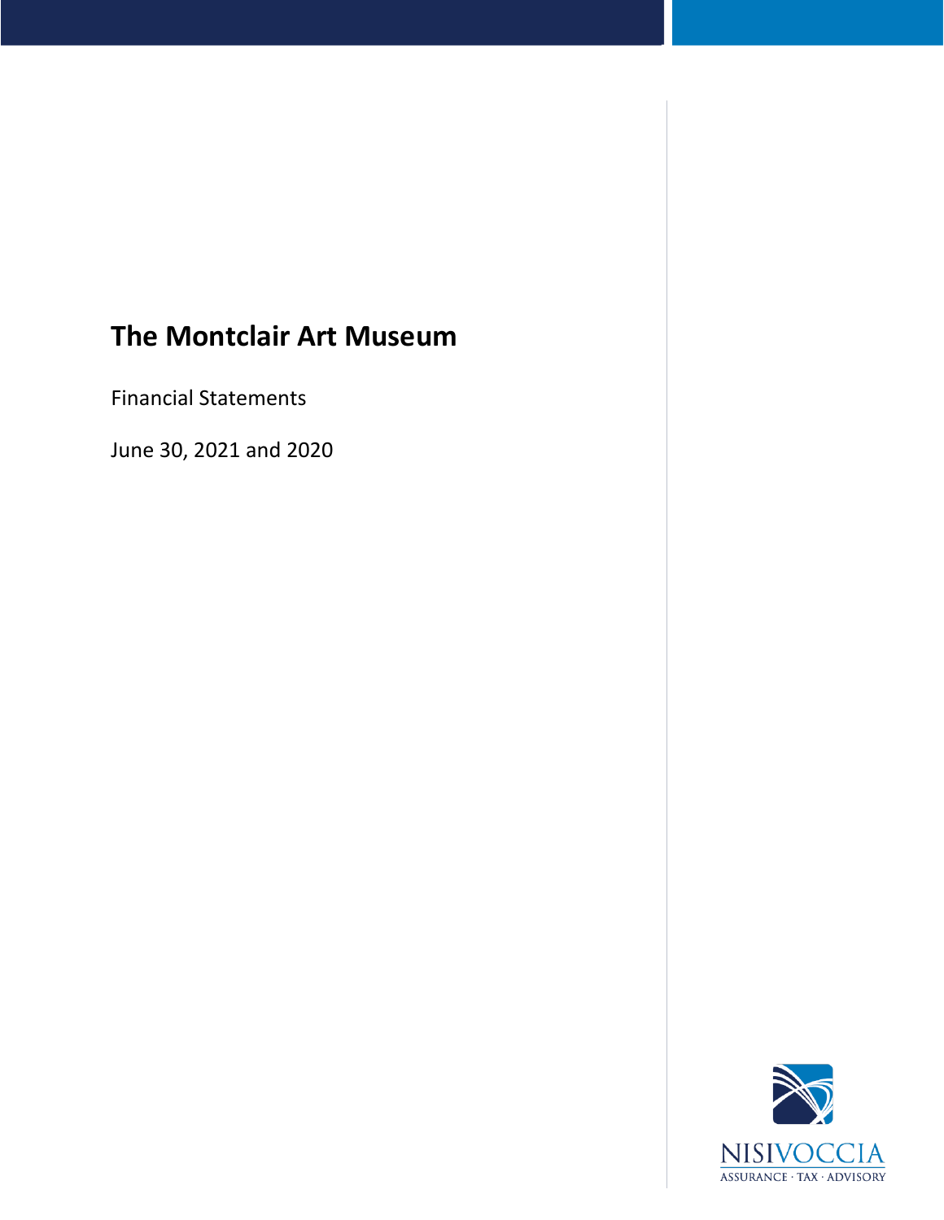# The Montclair Art Museum

Financial Statements

June 30, 2021 and 2020

NISIVOCCIA
ASSURANCE · TAX · ADVISORY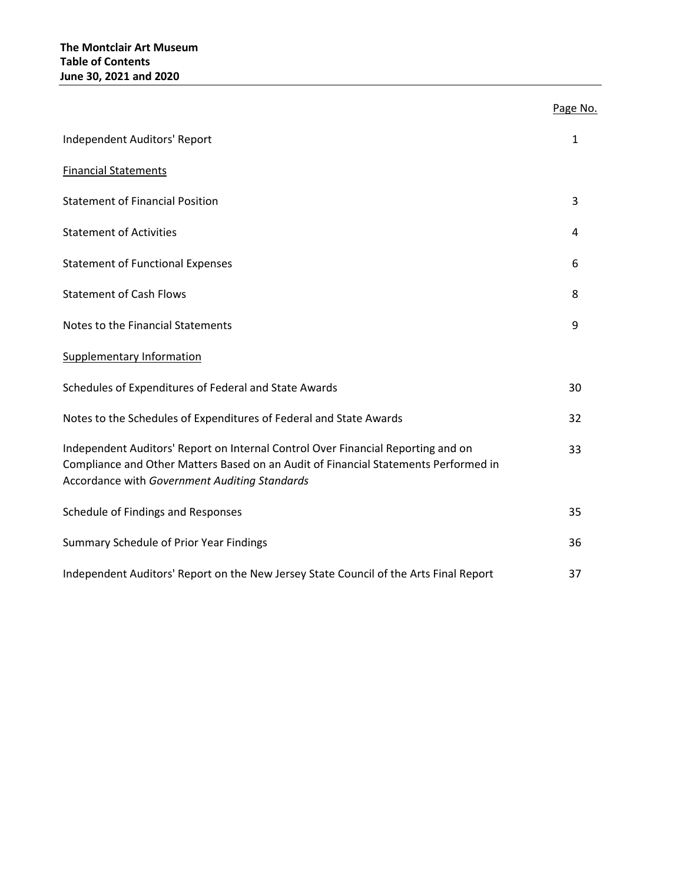**The Montclair Art Museum**
**Table of Contents**
**June 30, 2021 and 2020**

| | Page No. |
|---|---|
| Independent Auditors' Report | 1 |
| Financial Statements | |
| Statement of Financial Position | 3 |
| Statement of Activities | 4 |
| Statement of Functional Expenses | 6 |
| Statement of Cash Flows | 8 |
| Notes to the Financial Statements | 9 |
| Supplementary Information | |
| Schedules of Expenditures of Federal and State Awards | 30 |
| Notes to the Schedules of Expenditures of Federal and State Awards | 32 |
| Independent Auditors' Report on Internal Control Over Financial Reporting and on Compliance and Other Matters Based on an Audit of Financial Statements Performed in Accordance with *Government Auditing Standards* | 33 |
| Schedule of Findings and Responses | 35 |
| Summary Schedule of Prior Year Findings | 36 |
| Independent Auditors' Report on the New Jersey State Council of the Arts Final Report | 37 |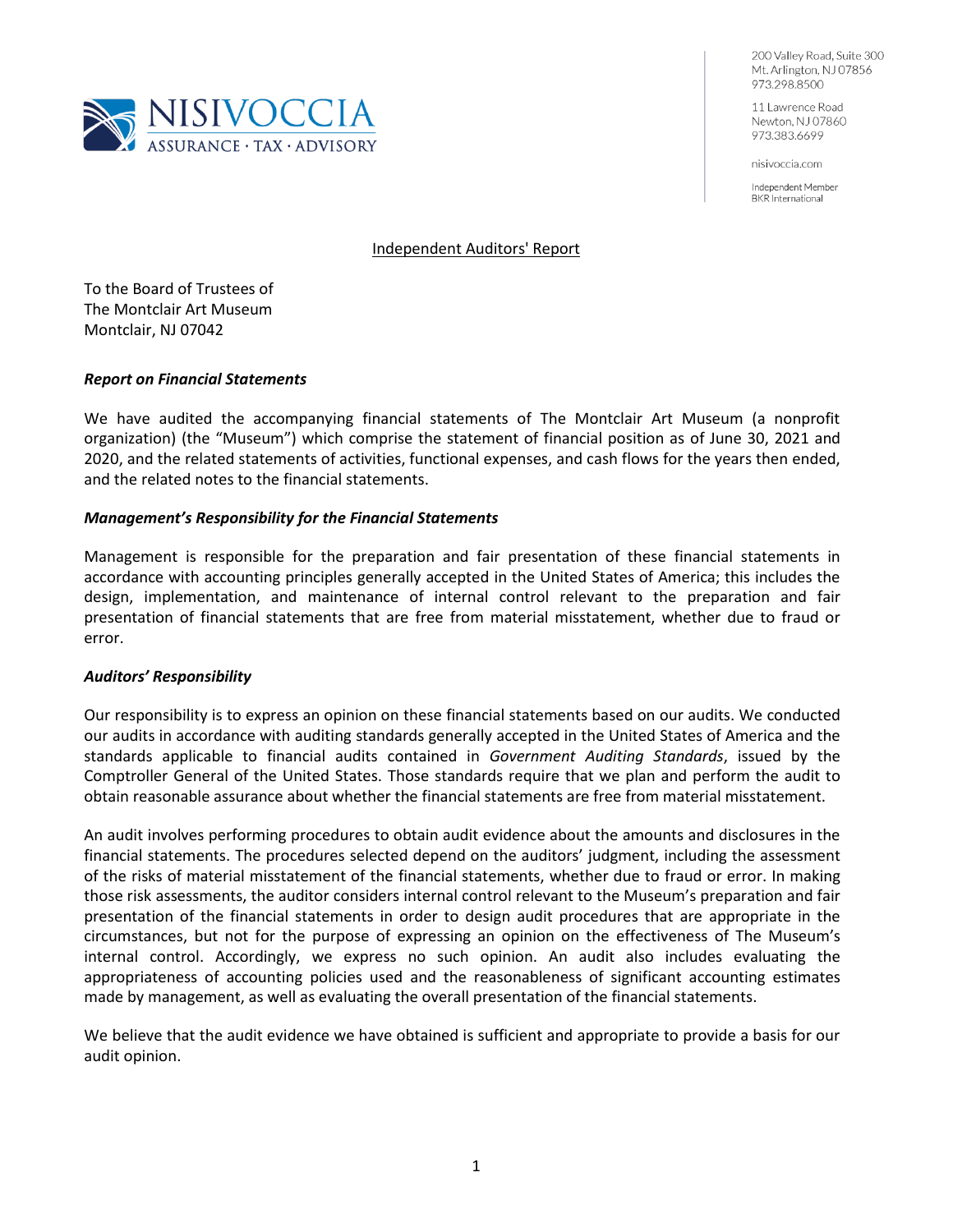NISIVOCCIA
ASSURANCE · TAX · ADVISORY

200 Valley Road, Suite 300
Mt. Arlington, NJ 07856
973.298.8500

11 Lawrence Road
Newton, NJ 07860
973.383.6699

nisivoccia.com

Independent Member
BKR International

## Independent Auditors' Report

To the Board of Trustees of
The Montclair Art Museum
Montclair, NJ 07042

***Report on Financial Statements***

We have audited the accompanying financial statements of The Montclair Art Museum (a nonprofit organization) (the "Museum") which comprise the statement of financial position as of June 30, 2021 and 2020, and the related statements of activities, functional expenses, and cash flows for the years then ended, and the related notes to the financial statements.

***Management's Responsibility for the Financial Statements***

Management is responsible for the preparation and fair presentation of these financial statements in accordance with accounting principles generally accepted in the United States of America; this includes the design, implementation, and maintenance of internal control relevant to the preparation and fair presentation of financial statements that are free from material misstatement, whether due to fraud or error.

***Auditors' Responsibility***

Our responsibility is to express an opinion on these financial statements based on our audits. We conducted our audits in accordance with auditing standards generally accepted in the United States of America and the standards applicable to financial audits contained in *Government Auditing Standards*, issued by the Comptroller General of the United States. Those standards require that we plan and perform the audit to obtain reasonable assurance about whether the financial statements are free from material misstatement.

An audit involves performing procedures to obtain audit evidence about the amounts and disclosures in the financial statements. The procedures selected depend on the auditors' judgment, including the assessment of the risks of material misstatement of the financial statements, whether due to fraud or error. In making those risk assessments, the auditor considers internal control relevant to the Museum's preparation and fair presentation of the financial statements in order to design audit procedures that are appropriate in the circumstances, but not for the purpose of expressing an opinion on the effectiveness of The Museum's internal control. Accordingly, we express no such opinion. An audit also includes evaluating the appropriateness of accounting policies used and the reasonableness of significant accounting estimates made by management, as well as evaluating the overall presentation of the financial statements.

We believe that the audit evidence we have obtained is sufficient and appropriate to provide a basis for our audit opinion.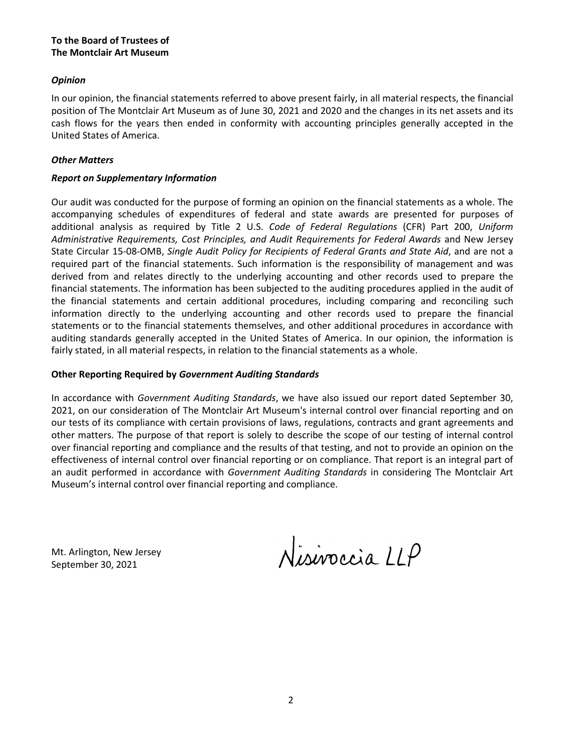**To the Board of Trustees of**
**The Montclair Art Museum**

### *Opinion*

In our opinion, the financial statements referred to above present fairly, in all material respects, the financial position of The Montclair Art Museum as of June 30, 2021 and 2020 and the changes in its net assets and its cash flows for the years then ended in conformity with accounting principles generally accepted in the United States of America.

### *Other Matters*

### *Report on Supplementary Information*

Our audit was conducted for the purpose of forming an opinion on the financial statements as a whole. The accompanying schedules of expenditures of federal and state awards are presented for purposes of additional analysis as required by Title 2 U.S. *Code of Federal Regulations* (CFR) Part 200, *Uniform Administrative Requirements, Cost Principles, and Audit Requirements for Federal Awards* and New Jersey State Circular 15-08-OMB, *Single Audit Policy for Recipients of Federal Grants and State Aid*, and are not a required part of the financial statements. Such information is the responsibility of management and was derived from and relates directly to the underlying accounting and other records used to prepare the financial statements. The information has been subjected to the auditing procedures applied in the audit of the financial statements and certain additional procedures, including comparing and reconciling such information directly to the underlying accounting and other records used to prepare the financial statements or to the financial statements themselves, and other additional procedures in accordance with auditing standards generally accepted in the United States of America. In our opinion, the information is fairly stated, in all material respects, in relation to the financial statements as a whole.

### **Other Reporting Required by *Government Auditing Standards***

In accordance with *Government Auditing Standards*, we have also issued our report dated September 30, 2021, on our consideration of The Montclair Art Museum's internal control over financial reporting and on our tests of its compliance with certain provisions of laws, regulations, contracts and grant agreements and other matters. The purpose of that report is solely to describe the scope of our testing of internal control over financial reporting and compliance and the results of that testing, and not to provide an opinion on the effectiveness of internal control over financial reporting or on compliance. That report is an integral part of an audit performed in accordance with *Government Auditing Standards* in considering The Montclair Art Museum's internal control over financial reporting and compliance.

Mt. Arlington, New Jersey
September 30, 2021

Nisivoccia LLP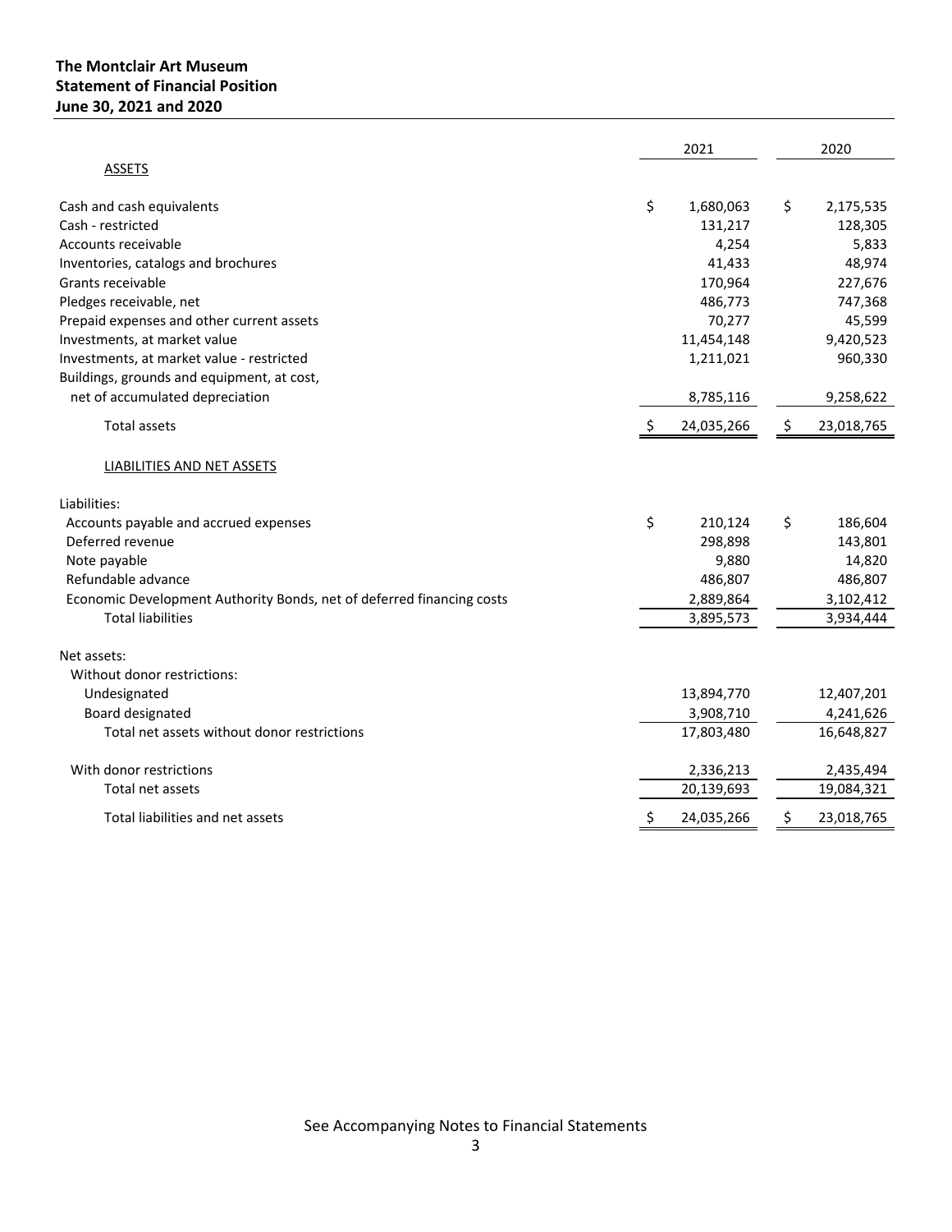**The Montclair Art Museum**
**Statement of Financial Position**
**June 30, 2021 and 2020**

| | 2021 | 2020 |
|---|---|---|
| ASSETS | | |
| Cash and cash equivalents | $ 1,680,063 | $ 2,175,535 |
| Cash - restricted | 131,217 | 128,305 |
| Accounts receivable | 4,254 | 5,833 |
| Inventories, catalogs and brochures | 41,433 | 48,974 |
| Grants receivable | 170,964 | 227,676 |
| Pledges receivable, net | 486,773 | 747,368 |
| Prepaid expenses and other current assets | 70,277 | 45,599 |
| Investments, at market value | 11,454,148 | 9,420,523 |
| Investments, at market value - restricted | 1,211,021 | 960,330 |
| Buildings, grounds and equipment, at cost, net of accumulated depreciation | 8,785,116 | 9,258,622 |
| Total assets | $ 24,035,266 | $ 23,018,765 |
| LIABILITIES AND NET ASSETS | | |
| Liabilities: | | |
| Accounts payable and accrued expenses | $ 210,124 | $ 186,604 |
| Deferred revenue | 298,898 | 143,801 |
| Note payable | 9,880 | 14,820 |
| Refundable advance | 486,807 | 486,807 |
| Economic Development Authority Bonds, net of deferred financing costs | 2,889,864 | 3,102,412 |
| Total liabilities | 3,895,573 | 3,934,444 |
| Net assets: | | |
| Without donor restrictions: | | |
| Undesignated | 13,894,770 | 12,407,201 |
| Board designated | 3,908,710 | 4,241,626 |
| Total net assets without donor restrictions | 17,803,480 | 16,648,827 |
| With donor restrictions | 2,336,213 | 2,435,494 |
| Total net assets | 20,139,693 | 19,084,321 |
| Total liabilities and net assets | $ 24,035,266 | $ 23,018,765 |

See Accompanying Notes to Financial Statements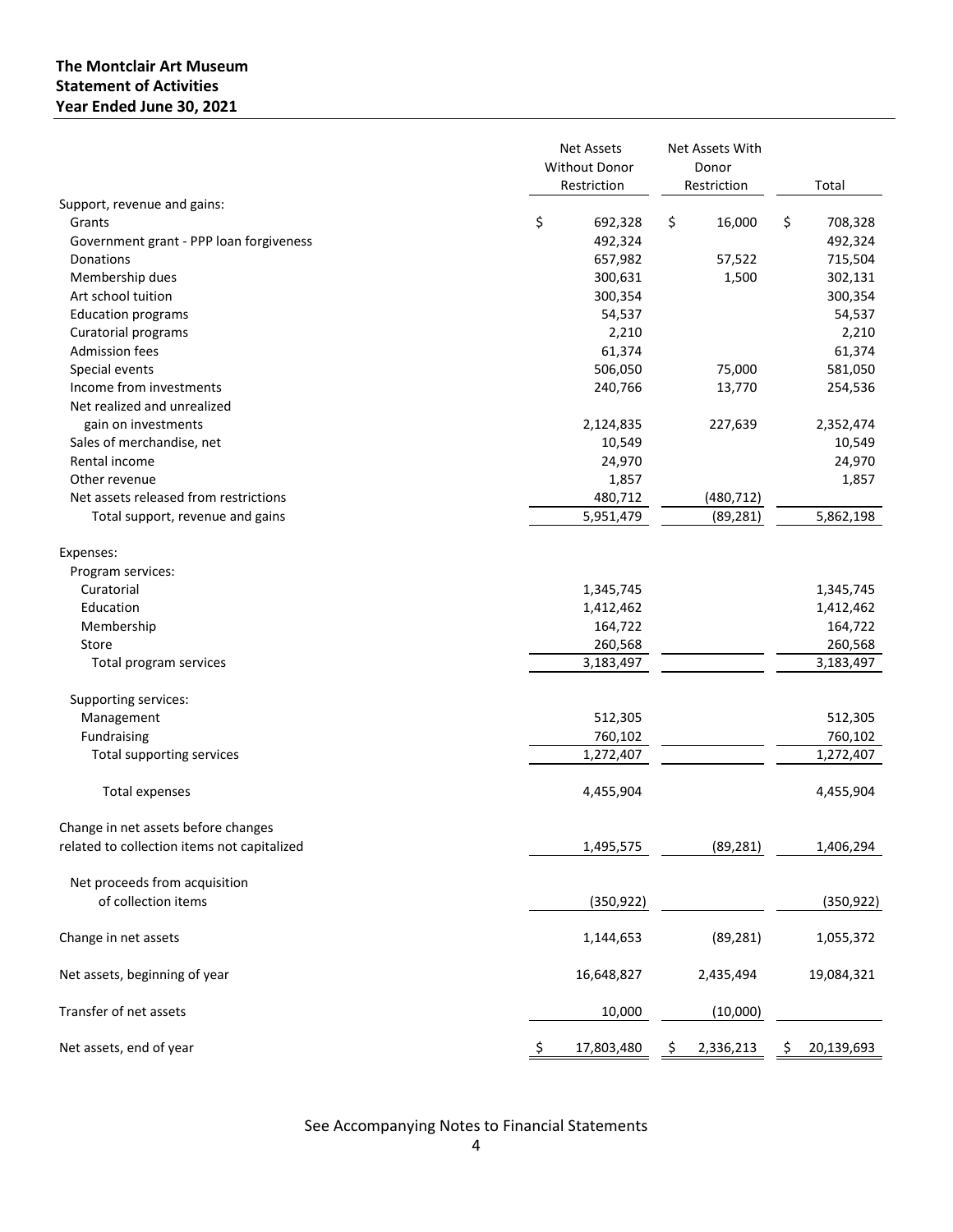**The Montclair Art Museum**
**Statement of Activities**
**Year Ended June 30, 2021**

| | Net Assets Without Donor Restriction | Net Assets With Donor Restriction | Total |
|---|---|---|---|
| Support, revenue and gains: | | | |
| Grants | $ 692,328 | $ 16,000 | $ 708,328 |
| Government grant - PPP loan forgiveness | 492,324 | | 492,324 |
| Donations | 657,982 | 57,522 | 715,504 |
| Membership dues | 300,631 | 1,500 | 302,131 |
| Art school tuition | 300,354 | | 300,354 |
| Education programs | 54,537 | | 54,537 |
| Curatorial programs | 2,210 | | 2,210 |
| Admission fees | 61,374 | | 61,374 |
| Special events | 506,050 | 75,000 | 581,050 |
| Income from investments | 240,766 | 13,770 | 254,536 |
| Net realized and unrealized gain on investments | 2,124,835 | 227,639 | 2,352,474 |
| Sales of merchandise, net | 10,549 | | 10,549 |
| Rental income | 24,970 | | 24,970 |
| Other revenue | 1,857 | | 1,857 |
| Net assets released from restrictions | 480,712 | (480,712) | |
| Total support, revenue and gains | 5,951,479 | (89,281) | 5,862,198 |
| Expenses: | | | |
| Program services: | | | |
| Curatorial | 1,345,745 | | 1,345,745 |
| Education | 1,412,462 | | 1,412,462 |
| Membership | 164,722 | | 164,722 |
| Store | 260,568 | | 260,568 |
| Total program services | 3,183,497 | | 3,183,497 |
| Supporting services: | | | |
| Management | 512,305 | | 512,305 |
| Fundraising | 760,102 | | 760,102 |
| Total supporting services | 1,272,407 | | 1,272,407 |
| Total expenses | 4,455,904 | | 4,455,904 |
| Change in net assets before changes related to collection items not capitalized | 1,495,575 | (89,281) | 1,406,294 |
| Net proceeds from acquisition of collection items | (350,922) | | (350,922) |
| Change in net assets | 1,144,653 | (89,281) | 1,055,372 |
| Net assets, beginning of year | 16,648,827 | 2,435,494 | 19,084,321 |
| Transfer of net assets | 10,000 | (10,000) | |
| Net assets, end of year | $ 17,803,480 | $ 2,336,213 | $ 20,139,693 |

See Accompanying Notes to Financial Statements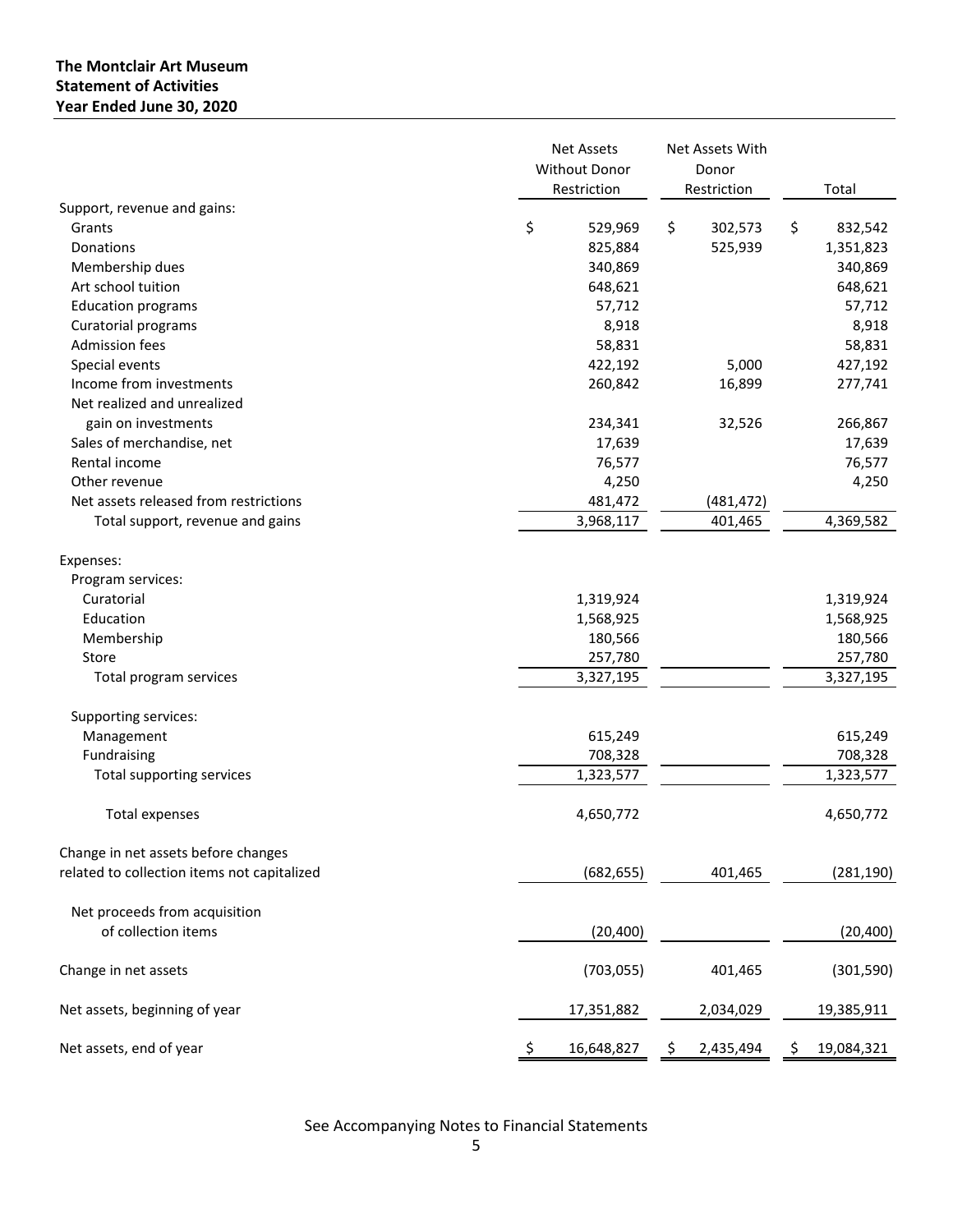**The Montclair Art Museum**
**Statement of Activities**
**Year Ended June 30, 2020**

| | Net Assets Without Donor Restriction | Net Assets With Donor Restriction | Total |
|---|---|---|---|
| Support, revenue and gains: | | | |
| Grants | $ 529,969 | $ 302,573 | $ 832,542 |
| Donations | 825,884 | 525,939 | 1,351,823 |
| Membership dues | 340,869 | | 340,869 |
| Art school tuition | 648,621 | | 648,621 |
| Education programs | 57,712 | | 57,712 |
| Curatorial programs | 8,918 | | 8,918 |
| Admission fees | 58,831 | | 58,831 |
| Special events | 422,192 | 5,000 | 427,192 |
| Income from investments | 260,842 | 16,899 | 277,741 |
| Net realized and unrealized gain on investments | 234,341 | 32,526 | 266,867 |
| Sales of merchandise, net | 17,639 | | 17,639 |
| Rental income | 76,577 | | 76,577 |
| Other revenue | 4,250 | | 4,250 |
| Net assets released from restrictions | 481,472 | (481,472) | |
| Total support, revenue and gains | 3,968,117 | 401,465 | 4,369,582 |
| Expenses: | | | |
| Program services: | | | |
| Curatorial | 1,319,924 | | 1,319,924 |
| Education | 1,568,925 | | 1,568,925 |
| Membership | 180,566 | | 180,566 |
| Store | 257,780 | | 257,780 |
| Total program services | 3,327,195 | | 3,327,195 |
| Supporting services: | | | |
| Management | 615,249 | | 615,249 |
| Fundraising | 708,328 | | 708,328 |
| Total supporting services | 1,323,577 | | 1,323,577 |
| Total expenses | 4,650,772 | | 4,650,772 |
| Change in net assets before changes related to collection items not capitalized | (682,655) | 401,465 | (281,190) |
| Net proceeds from acquisition of collection items | (20,400) | | (20,400) |
| Change in net assets | (703,055) | 401,465 | (301,590) |
| Net assets, beginning of year | 17,351,882 | 2,034,029 | 19,385,911 |
| Net assets, end of year | $ 16,648,827 | $ 2,435,494 | $ 19,084,321 |

See Accompanying Notes to Financial Statements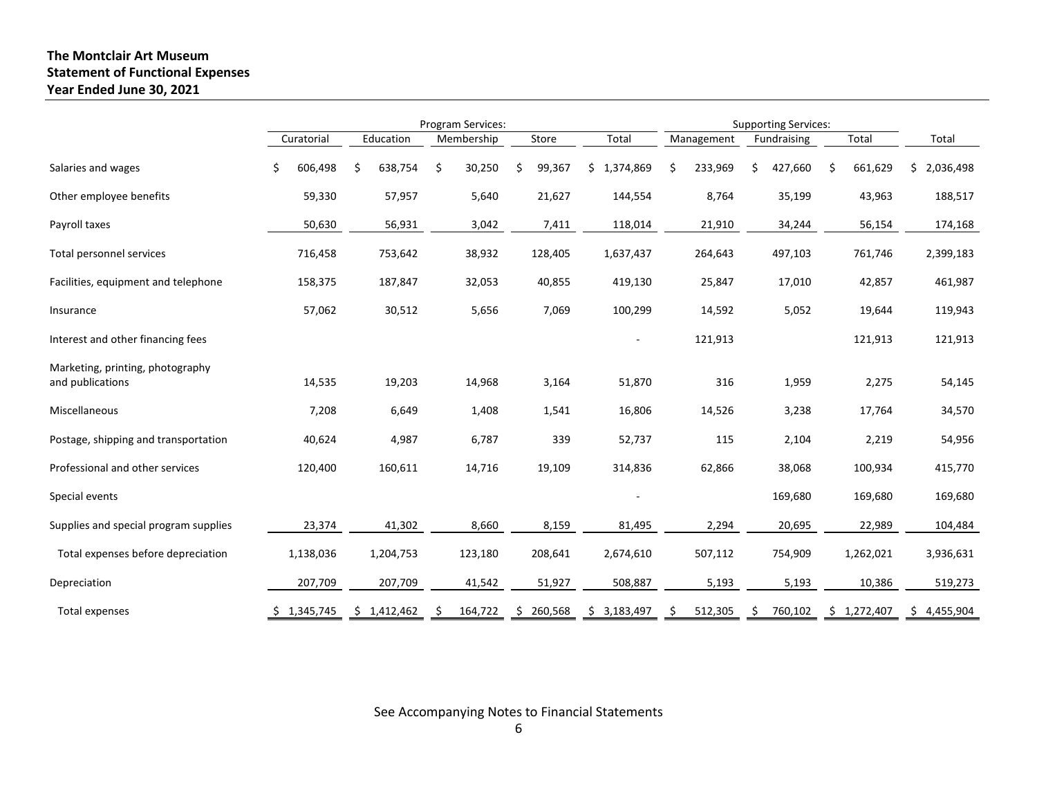**The Montclair Art Museum**
**Statement of Functional Expenses**
**Year Ended June 30, 2021**

| | Program Services: | | | | | Supporting Services: | | | |
|---|---|---|---|---|---|---|---|---|---|
| | Curatorial | Education | Membership | Store | Total | Management | Fundraising | Total | Total |
| Salaries and wages | $ 606,498 | $ 638,754 | $ 30,250 | $ 99,367 | $ 1,374,869 | $ 233,969 | $ 427,660 | $ 661,629 | $ 2,036,498 |
| Other employee benefits | 59,330 | 57,957 | 5,640 | 21,627 | 144,554 | 8,764 | 35,199 | 43,963 | 188,517 |
| Payroll taxes | 50,630 | 56,931 | 3,042 | 7,411 | 118,014 | 21,910 | 34,244 | 56,154 | 174,168 |
| Total personnel services | 716,458 | 753,642 | 38,932 | 128,405 | 1,637,437 | 264,643 | 497,103 | 761,746 | 2,399,183 |
| Facilities, equipment and telephone | 158,375 | 187,847 | 32,053 | 40,855 | 419,130 | 25,847 | 17,010 | 42,857 | 461,987 |
| Insurance | 57,062 | 30,512 | 5,656 | 7,069 | 100,299 | 14,592 | 5,052 | 19,644 | 119,943 |
| Interest and other financing fees | | | | | - | 121,913 | | 121,913 | 121,913 |
| Marketing, printing, photography and publications | 14,535 | 19,203 | 14,968 | 3,164 | 51,870 | 316 | 1,959 | 2,275 | 54,145 |
| Miscellaneous | 7,208 | 6,649 | 1,408 | 1,541 | 16,806 | 14,526 | 3,238 | 17,764 | 34,570 |
| Postage, shipping and transportation | 40,624 | 4,987 | 6,787 | 339 | 52,737 | 115 | 2,104 | 2,219 | 54,956 |
| Professional and other services | 120,400 | 160,611 | 14,716 | 19,109 | 314,836 | 62,866 | 38,068 | 100,934 | 415,770 |
| Special events | | | | | - | | 169,680 | 169,680 | 169,680 |
| Supplies and special program supplies | 23,374 | 41,302 | 8,660 | 8,159 | 81,495 | 2,294 | 20,695 | 22,989 | 104,484 |
| Total expenses before depreciation | 1,138,036 | 1,204,753 | 123,180 | 208,641 | 2,674,610 | 507,112 | 754,909 | 1,262,021 | 3,936,631 |
| Depreciation | 207,709 | 207,709 | 41,542 | 51,927 | 508,887 | 5,193 | 5,193 | 10,386 | 519,273 |
| Total expenses | $ 1,345,745 | $ 1,412,462 | $ 164,722 | $ 260,568 | $ 3,183,497 | $ 512,305 | $ 760,102 | $ 1,272,407 | $ 4,455,904 |

See Accompanying Notes to Financial Statements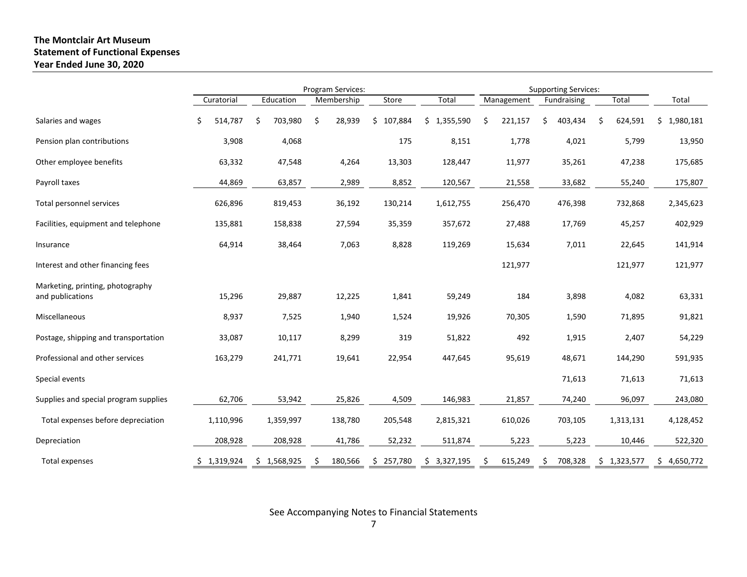**The Montclair Art Museum**
**Statement of Functional Expenses**
**Year Ended June 30, 2020**

| | Program Services: | | | | | Supporting Services: | | | |
|---|---|---|---|---|---|---|---|---|---|
| | Curatorial | Education | Membership | Store | Total | Management | Fundraising | Total | Total |
| Salaries and wages | $ 514,787 | $ 703,980 | $ 28,939 | $ 107,884 | $ 1,355,590 | $ 221,157 | $ 403,434 | $ 624,591 | $ 1,980,181 |
| Pension plan contributions | 3,908 | 4,068 | | 175 | 8,151 | 1,778 | 4,021 | 5,799 | 13,950 |
| Other employee benefits | 63,332 | 47,548 | 4,264 | 13,303 | 128,447 | 11,977 | 35,261 | 47,238 | 175,685 |
| Payroll taxes | 44,869 | 63,857 | 2,989 | 8,852 | 120,567 | 21,558 | 33,682 | 55,240 | 175,807 |
| Total personnel services | 626,896 | 819,453 | 36,192 | 130,214 | 1,612,755 | 256,470 | 476,398 | 732,868 | 2,345,623 |
| Facilities, equipment and telephone | 135,881 | 158,838 | 27,594 | 35,359 | 357,672 | 27,488 | 17,769 | 45,257 | 402,929 |
| Insurance | 64,914 | 38,464 | 7,063 | 8,828 | 119,269 | 15,634 | 7,011 | 22,645 | 141,914 |
| Interest and other financing fees | | | | | | 121,977 | | 121,977 | 121,977 |
| Marketing, printing, photography and publications | 15,296 | 29,887 | 12,225 | 1,841 | 59,249 | 184 | 3,898 | 4,082 | 63,331 |
| Miscellaneous | 8,937 | 7,525 | 1,940 | 1,524 | 19,926 | 70,305 | 1,590 | 71,895 | 91,821 |
| Postage, shipping and transportation | 33,087 | 10,117 | 8,299 | 319 | 51,822 | 492 | 1,915 | 2,407 | 54,229 |
| Professional and other services | 163,279 | 241,771 | 19,641 | 22,954 | 447,645 | 95,619 | 48,671 | 144,290 | 591,935 |
| Special events | | | | | | | 71,613 | 71,613 | 71,613 |
| Supplies and special program supplies | 62,706 | 53,942 | 25,826 | 4,509 | 146,983 | 21,857 | 74,240 | 96,097 | 243,080 |
| Total expenses before depreciation | 1,110,996 | 1,359,997 | 138,780 | 205,548 | 2,815,321 | 610,026 | 703,105 | 1,313,131 | 4,128,452 |
| Depreciation | 208,928 | 208,928 | 41,786 | 52,232 | 511,874 | 5,223 | 5,223 | 10,446 | 522,320 |
| Total expenses | $ 1,319,924 | $ 1,568,925 | $ 180,566 | $ 257,780 | $ 3,327,195 | $ 615,249 | $ 708,328 | $ 1,323,577 | $ 4,650,772 |

See Accompanying Notes to Financial Statements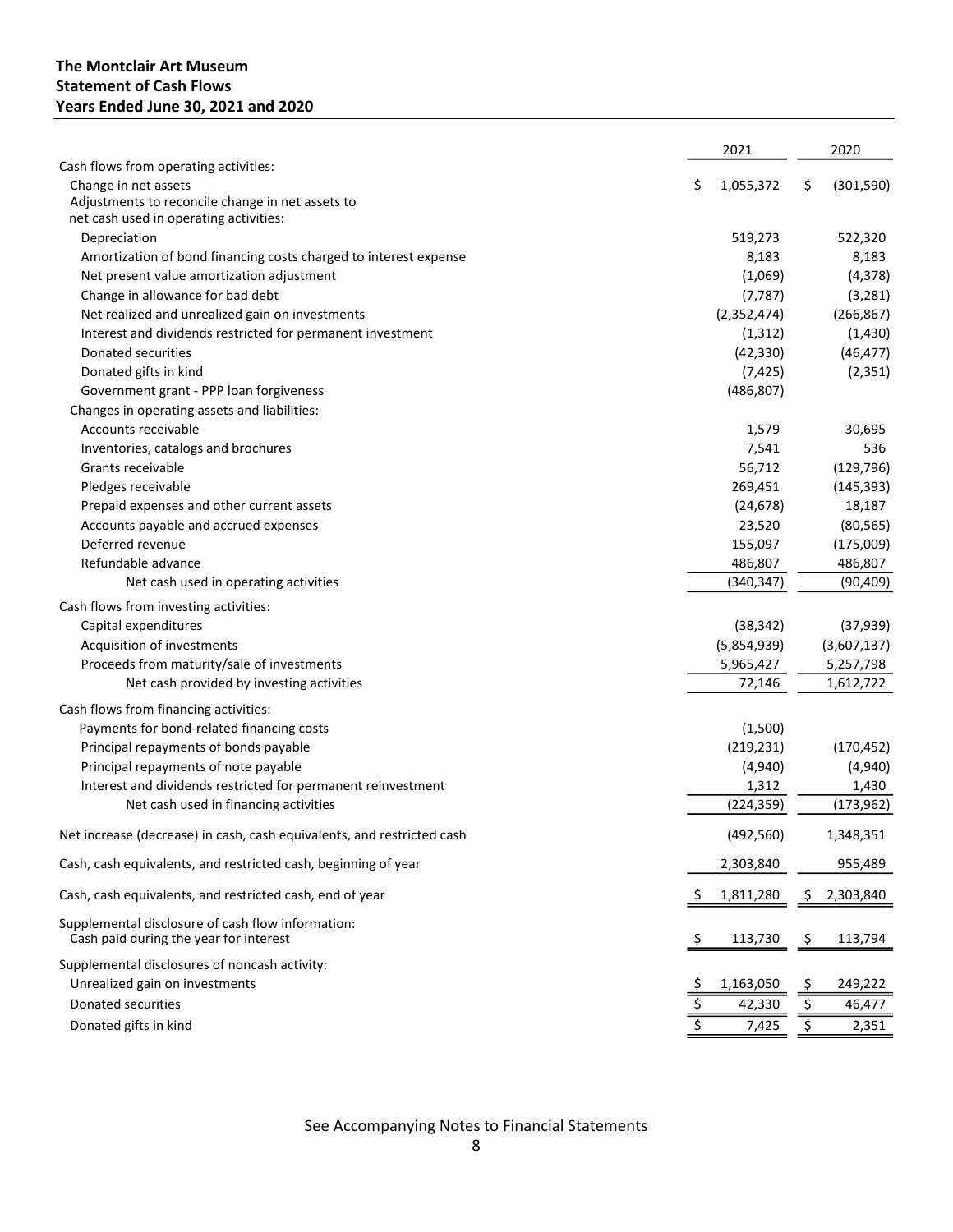**The Montclair Art Museum**
**Statement of Cash Flows**
**Years Ended June 30, 2021 and 2020**

| | 2021 | 2020 |
|---|---|---|
| Cash flows from operating activities: | | |
| Change in net assets | $ 1,055,372 | $ (301,590) |
| Adjustments to reconcile change in net assets to net cash used in operating activities: | | |
| Depreciation | 519,273 | 522,320 |
| Amortization of bond financing costs charged to interest expense | 8,183 | 8,183 |
| Net present value amortization adjustment | (1,069) | (4,378) |
| Change in allowance for bad debt | (7,787) | (3,281) |
| Net realized and unrealized gain on investments | (2,352,474) | (266,867) |
| Interest and dividends restricted for permanent investment | (1,312) | (1,430) |
| Donated securities | (42,330) | (46,477) |
| Donated gifts in kind | (7,425) | (2,351) |
| Government grant - PPP loan forgiveness | (486,807) | |
| Changes in operating assets and liabilities: | | |
| Accounts receivable | 1,579 | 30,695 |
| Inventories, catalogs and brochures | 7,541 | 536 |
| Grants receivable | 56,712 | (129,796) |
| Pledges receivable | 269,451 | (145,393) |
| Prepaid expenses and other current assets | (24,678) | 18,187 |
| Accounts payable and accrued expenses | 23,520 | (80,565) |
| Deferred revenue | 155,097 | (175,009) |
| Refundable advance | 486,807 | 486,807 |
| Net cash used in operating activities | (340,347) | (90,409) |
| Cash flows from investing activities: | | |
| Capital expenditures | (38,342) | (37,939) |
| Acquisition of investments | (5,854,939) | (3,607,137) |
| Proceeds from maturity/sale of investments | 5,965,427 | 5,257,798 |
| Net cash provided by investing activities | 72,146 | 1,612,722 |
| Cash flows from financing activities: | | |
| Payments for bond-related financing costs | (1,500) | |
| Principal repayments of bonds payable | (219,231) | (170,452) |
| Principal repayments of note payable | (4,940) | (4,940) |
| Interest and dividends restricted for permanent reinvestment | 1,312 | 1,430 |
| Net cash used in financing activities | (224,359) | (173,962) |
| Net increase (decrease) in cash, cash equivalents, and restricted cash | (492,560) | 1,348,351 |
| Cash, cash equivalents, and restricted cash, beginning of year | 2,303,840 | 955,489 |
| Cash, cash equivalents, and restricted cash, end of year | $ 1,811,280 | $ 2,303,840 |
| Supplemental disclosure of cash flow information: | | |
| Cash paid during the year for interest | $ 113,730 | $ 113,794 |
| Supplemental disclosures of noncash activity: | | |
| Unrealized gain on investments | $ 1,163,050 | $ 249,222 |
| Donated securities | $ 42,330 | $ 46,477 |
| Donated gifts in kind | $ 7,425 | $ 2,351 |

See Accompanying Notes to Financial Statements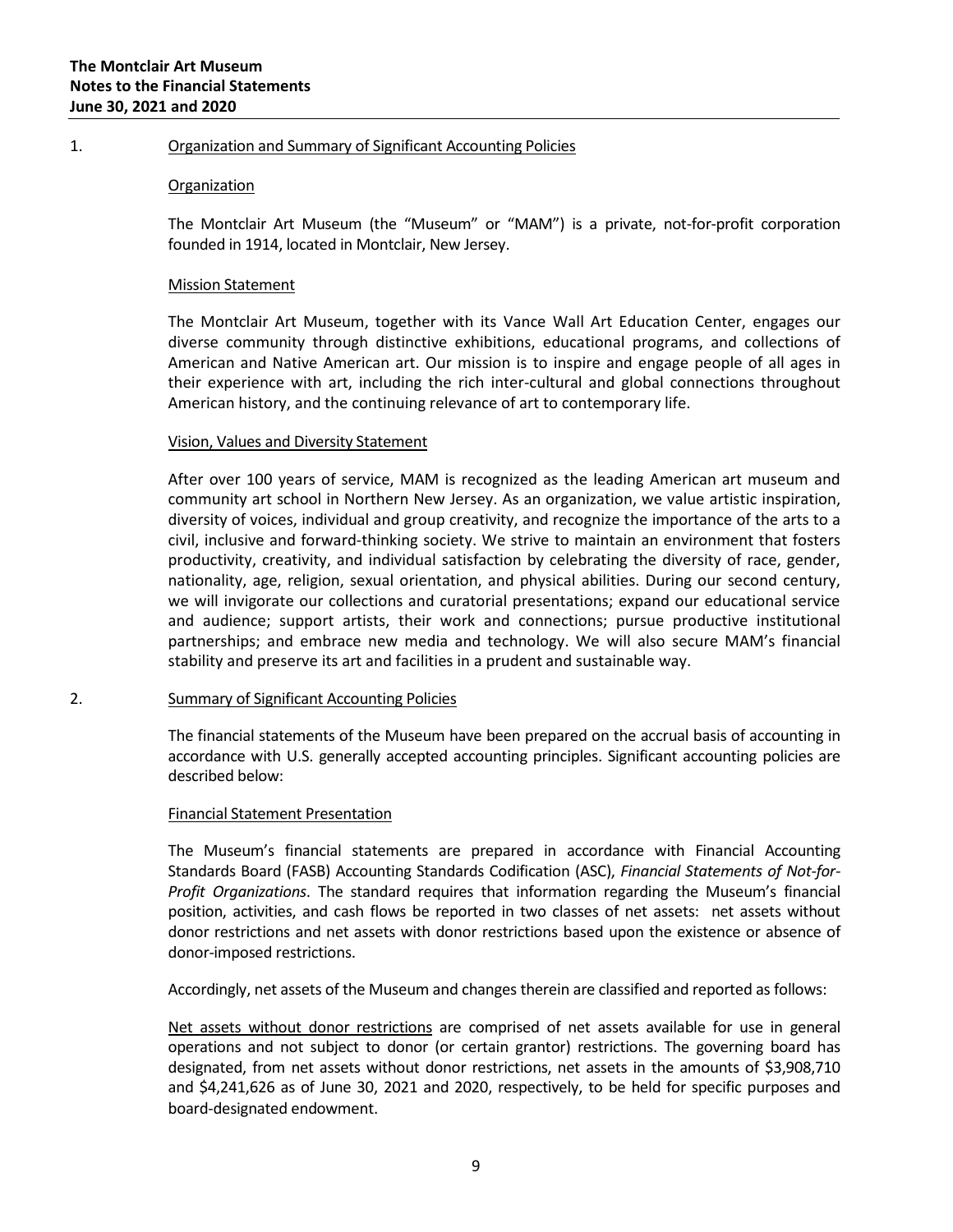**The Montclair Art Museum**
**Notes to the Financial Statements**
**June 30, 2021 and 2020**

1. Organization and Summary of Significant Accounting Policies

Organization

The Montclair Art Museum (the "Museum" or "MAM") is a private, not-for-profit corporation founded in 1914, located in Montclair, New Jersey.

Mission Statement

The Montclair Art Museum, together with its Vance Wall Art Education Center, engages our diverse community through distinctive exhibitions, educational programs, and collections of American and Native American art. Our mission is to inspire and engage people of all ages in their experience with art, including the rich inter-cultural and global connections throughout American history, and the continuing relevance of art to contemporary life.

Vision, Values and Diversity Statement

After over 100 years of service, MAM is recognized as the leading American art museum and community art school in Northern New Jersey. As an organization, we value artistic inspiration, diversity of voices, individual and group creativity, and recognize the importance of the arts to a civil, inclusive and forward-thinking society. We strive to maintain an environment that fosters productivity, creativity, and individual satisfaction by celebrating the diversity of race, gender, nationality, age, religion, sexual orientation, and physical abilities. During our second century, we will invigorate our collections and curatorial presentations; expand our educational service and audience; support artists, their work and connections; pursue productive institutional partnerships; and embrace new media and technology. We will also secure MAM's financial stability and preserve its art and facilities in a prudent and sustainable way.

2. Summary of Significant Accounting Policies

The financial statements of the Museum have been prepared on the accrual basis of accounting in accordance with U.S. generally accepted accounting principles. Significant accounting policies are described below:

Financial Statement Presentation

The Museum's financial statements are prepared in accordance with Financial Accounting Standards Board (FASB) Accounting Standards Codification (ASC), *Financial Statements of Not-for-Profit Organizations*. The standard requires that information regarding the Museum's financial position, activities, and cash flows be reported in two classes of net assets: net assets without donor restrictions and net assets with donor restrictions based upon the existence or absence of donor-imposed restrictions.

Accordingly, net assets of the Museum and changes therein are classified and reported as follows:

Net assets without donor restrictions are comprised of net assets available for use in general operations and not subject to donor (or certain grantor) restrictions. The governing board has designated, from net assets without donor restrictions, net assets in the amounts of $3,908,710 and $4,241,626 as of June 30, 2021 and 2020, respectively, to be held for specific purposes and board-designated endowment.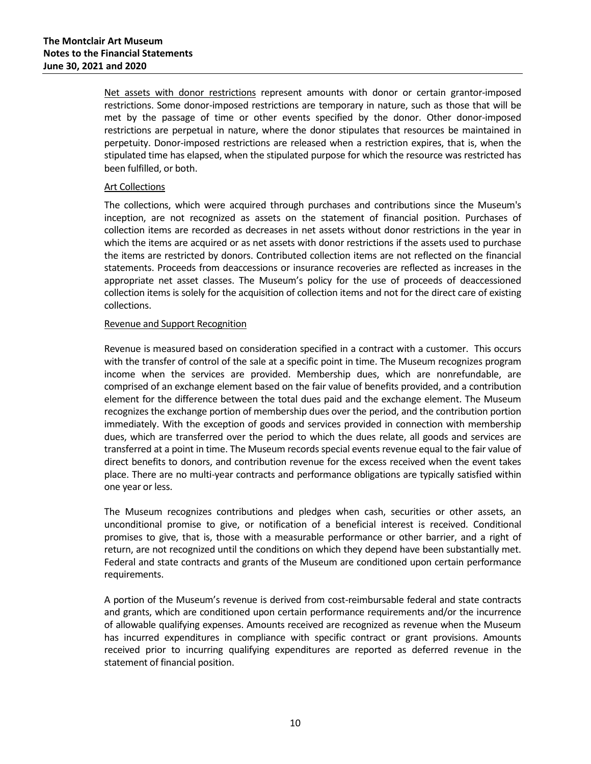Net assets with donor restrictions represent amounts with donor or certain grantor-imposed restrictions. Some donor-imposed restrictions are temporary in nature, such as those that will be met by the passage of time or other events specified by the donor. Other donor-imposed restrictions are perpetual in nature, where the donor stipulates that resources be maintained in perpetuity. Donor-imposed restrictions are released when a restriction expires, that is, when the stipulated time has elapsed, when the stipulated purpose for which the resource was restricted has been fulfilled, or both.

Art Collections

The collections, which were acquired through purchases and contributions since the Museum's inception, are not recognized as assets on the statement of financial position. Purchases of collection items are recorded as decreases in net assets without donor restrictions in the year in which the items are acquired or as net assets with donor restrictions if the assets used to purchase the items are restricted by donors. Contributed collection items are not reflected on the financial statements. Proceeds from deaccessions or insurance recoveries are reflected as increases in the appropriate net asset classes. The Museum's policy for the use of proceeds of deaccessioned collection items is solely for the acquisition of collection items and not for the direct care of existing collections.

Revenue and Support Recognition

Revenue is measured based on consideration specified in a contract with a customer. This occurs with the transfer of control of the sale at a specific point in time. The Museum recognizes program income when the services are provided. Membership dues, which are nonrefundable, are comprised of an exchange element based on the fair value of benefits provided, and a contribution element for the difference between the total dues paid and the exchange element. The Museum recognizes the exchange portion of membership dues over the period, and the contribution portion immediately. With the exception of goods and services provided in connection with membership dues, which are transferred over the period to which the dues relate, all goods and services are transferred at a point in time. The Museum records special events revenue equal to the fair value of direct benefits to donors, and contribution revenue for the excess received when the event takes place. There are no multi-year contracts and performance obligations are typically satisfied within one year or less.

The Museum recognizes contributions and pledges when cash, securities or other assets, an unconditional promise to give, or notification of a beneficial interest is received. Conditional promises to give, that is, those with a measurable performance or other barrier, and a right of return, are not recognized until the conditions on which they depend have been substantially met. Federal and state contracts and grants of the Museum are conditioned upon certain performance requirements.

A portion of the Museum's revenue is derived from cost-reimbursable federal and state contracts and grants, which are conditioned upon certain performance requirements and/or the incurrence of allowable qualifying expenses. Amounts received are recognized as revenue when the Museum has incurred expenditures in compliance with specific contract or grant provisions. Amounts received prior to incurring qualifying expenditures are reported as deferred revenue in the statement of financial position.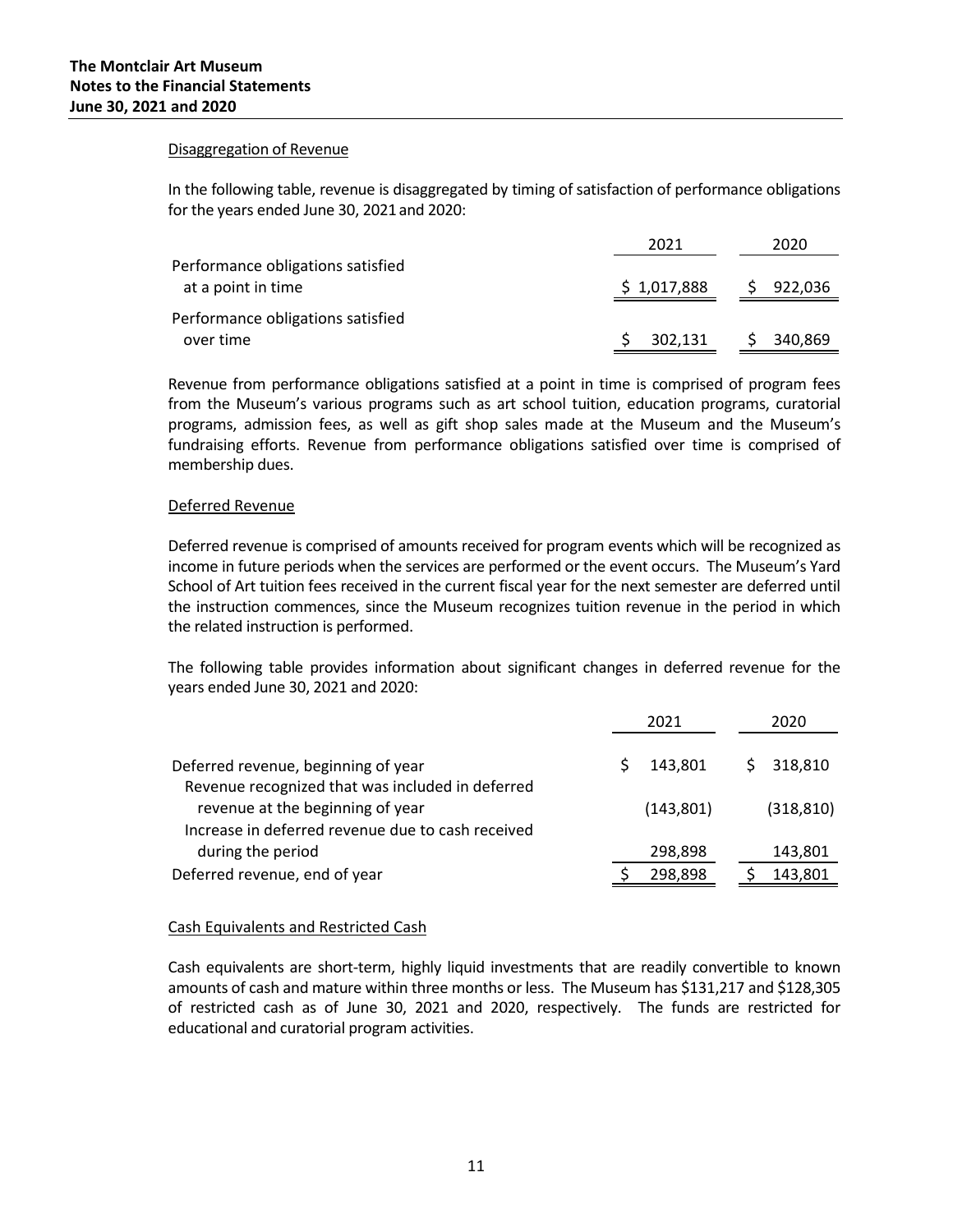#### Disaggregation of Revenue

In the following table, revenue is disaggregated by timing of satisfaction of performance obligations for the years ended June 30, 2021 and 2020:

| | 2021 | 2020 |
|---|---|---|
| Performance obligations satisfied at a point in time | $ 1,017,888 | $ 922,036 |
| Performance obligations satisfied over time | $ 302,131 | $ 340,869 |

Revenue from performance obligations satisfied at a point in time is comprised of program fees from the Museum's various programs such as art school tuition, education programs, curatorial programs, admission fees, as well as gift shop sales made at the Museum and the Museum's fundraising efforts. Revenue from performance obligations satisfied over time is comprised of membership dues.

#### Deferred Revenue

Deferred revenue is comprised of amounts received for program events which will be recognized as income in future periods when the services are performed or the event occurs. The Museum's Yard School of Art tuition fees received in the current fiscal year for the next semester are deferred until the instruction commences, since the Museum recognizes tuition revenue in the period in which the related instruction is performed.

The following table provides information about significant changes in deferred revenue for the years ended June 30, 2021 and 2020:

| | 2021 | 2020 |
|---|---|---|
| Deferred revenue, beginning of year | $ 143,801 | $ 318,810 |
| Revenue recognized that was included in deferred revenue at the beginning of year | (143,801) | (318,810) |
| Increase in deferred revenue due to cash received during the period | 298,898 | 143,801 |
| Deferred revenue, end of year | $ 298,898 | $ 143,801 |

#### Cash Equivalents and Restricted Cash

Cash equivalents are short-term, highly liquid investments that are readily convertible to known amounts of cash and mature within three months or less. The Museum has $131,217 and $128,305 of restricted cash as of June 30, 2021 and 2020, respectively. The funds are restricted for educational and curatorial program activities.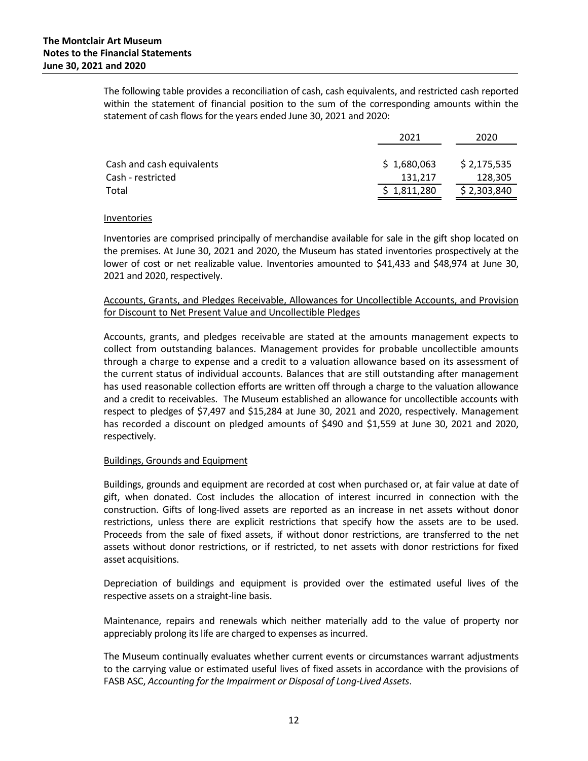The following table provides a reconciliation of cash, cash equivalents, and restricted cash reported within the statement of financial position to the sum of the corresponding amounts within the statement of cash flows for the years ended June 30, 2021 and 2020:

| | 2021 | 2020 |
|---|---|---|
| Cash and cash equivalents | $ 1,680,063 | $ 2,175,535 |
| Cash - restricted | 131,217 | 128,305 |
| Total | $ 1,811,280 | $ 2,303,840 |

Inventories

Inventories are comprised principally of merchandise available for sale in the gift shop located on the premises. At June 30, 2021 and 2020, the Museum has stated inventories prospectively at the lower of cost or net realizable value. Inventories amounted to $41,433 and $48,974 at June 30, 2021 and 2020, respectively.

Accounts, Grants, and Pledges Receivable, Allowances for Uncollectible Accounts, and Provision for Discount to Net Present Value and Uncollectible Pledges

Accounts, grants, and pledges receivable are stated at the amounts management expects to collect from outstanding balances. Management provides for probable uncollectible amounts through a charge to expense and a credit to a valuation allowance based on its assessment of the current status of individual accounts. Balances that are still outstanding after management has used reasonable collection efforts are written off through a charge to the valuation allowance and a credit to receivables. The Museum established an allowance for uncollectible accounts with respect to pledges of $7,497 and $15,284 at June 30, 2021 and 2020, respectively. Management has recorded a discount on pledged amounts of $490 and $1,559 at June 30, 2021 and 2020, respectively.

Buildings, Grounds and Equipment

Buildings, grounds and equipment are recorded at cost when purchased or, at fair value at date of gift, when donated. Cost includes the allocation of interest incurred in connection with the construction. Gifts of long-lived assets are reported as an increase in net assets without donor restrictions, unless there are explicit restrictions that specify how the assets are to be used. Proceeds from the sale of fixed assets, if without donor restrictions, are transferred to the net assets without donor restrictions, or if restricted, to net assets with donor restrictions for fixed asset acquisitions.

Depreciation of buildings and equipment is provided over the estimated useful lives of the respective assets on a straight-line basis.

Maintenance, repairs and renewals which neither materially add to the value of property nor appreciably prolong its life are charged to expenses as incurred.

The Museum continually evaluates whether current events or circumstances warrant adjustments to the carrying value or estimated useful lives of fixed assets in accordance with the provisions of FASB ASC, *Accounting for the Impairment or Disposal of Long-Lived Assets*.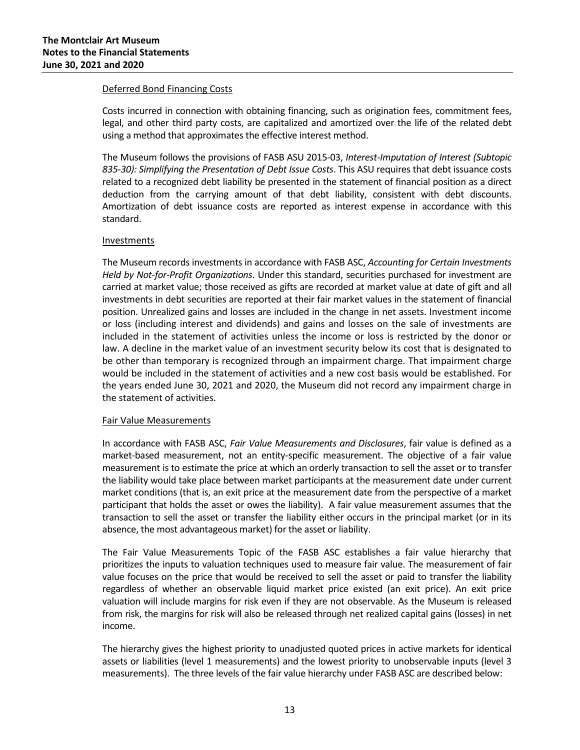#### Deferred Bond Financing Costs

Costs incurred in connection with obtaining financing, such as origination fees, commitment fees, legal, and other third party costs, are capitalized and amortized over the life of the related debt using a method that approximates the effective interest method.

The Museum follows the provisions of FASB ASU 2015-03, *Interest-Imputation of Interest (Subtopic 835-30): Simplifying the Presentation of Debt Issue Costs*. This ASU requires that debt issuance costs related to a recognized debt liability be presented in the statement of financial position as a direct deduction from the carrying amount of that debt liability, consistent with debt discounts. Amortization of debt issuance costs are reported as interest expense in accordance with this standard.

#### Investments

The Museum records investments in accordance with FASB ASC, *Accounting for Certain Investments Held by Not-for-Profit Organizations*. Under this standard, securities purchased for investment are carried at market value; those received as gifts are recorded at market value at date of gift and all investments in debt securities are reported at their fair market values in the statement of financial position. Unrealized gains and losses are included in the change in net assets. Investment income or loss (including interest and dividends) and gains and losses on the sale of investments are included in the statement of activities unless the income or loss is restricted by the donor or law. A decline in the market value of an investment security below its cost that is designated to be other than temporary is recognized through an impairment charge. That impairment charge would be included in the statement of activities and a new cost basis would be established. For the years ended June 30, 2021 and 2020, the Museum did not record any impairment charge in the statement of activities.

#### Fair Value Measurements

In accordance with FASB ASC, *Fair Value Measurements and Disclosures*, fair value is defined as a market-based measurement, not an entity-specific measurement. The objective of a fair value measurement is to estimate the price at which an orderly transaction to sell the asset or to transfer the liability would take place between market participants at the measurement date under current market conditions (that is, an exit price at the measurement date from the perspective of a market participant that holds the asset or owes the liability). A fair value measurement assumes that the transaction to sell the asset or transfer the liability either occurs in the principal market (or in its absence, the most advantageous market) for the asset or liability.

The Fair Value Measurements Topic of the FASB ASC establishes a fair value hierarchy that prioritizes the inputs to valuation techniques used to measure fair value. The measurement of fair value focuses on the price that would be received to sell the asset or paid to transfer the liability regardless of whether an observable liquid market price existed (an exit price). An exit price valuation will include margins for risk even if they are not observable. As the Museum is released from risk, the margins for risk will also be released through net realized capital gains (losses) in net income.

The hierarchy gives the highest priority to unadjusted quoted prices in active markets for identical assets or liabilities (level 1 measurements) and the lowest priority to unobservable inputs (level 3 measurements). The three levels of the fair value hierarchy under FASB ASC are described below: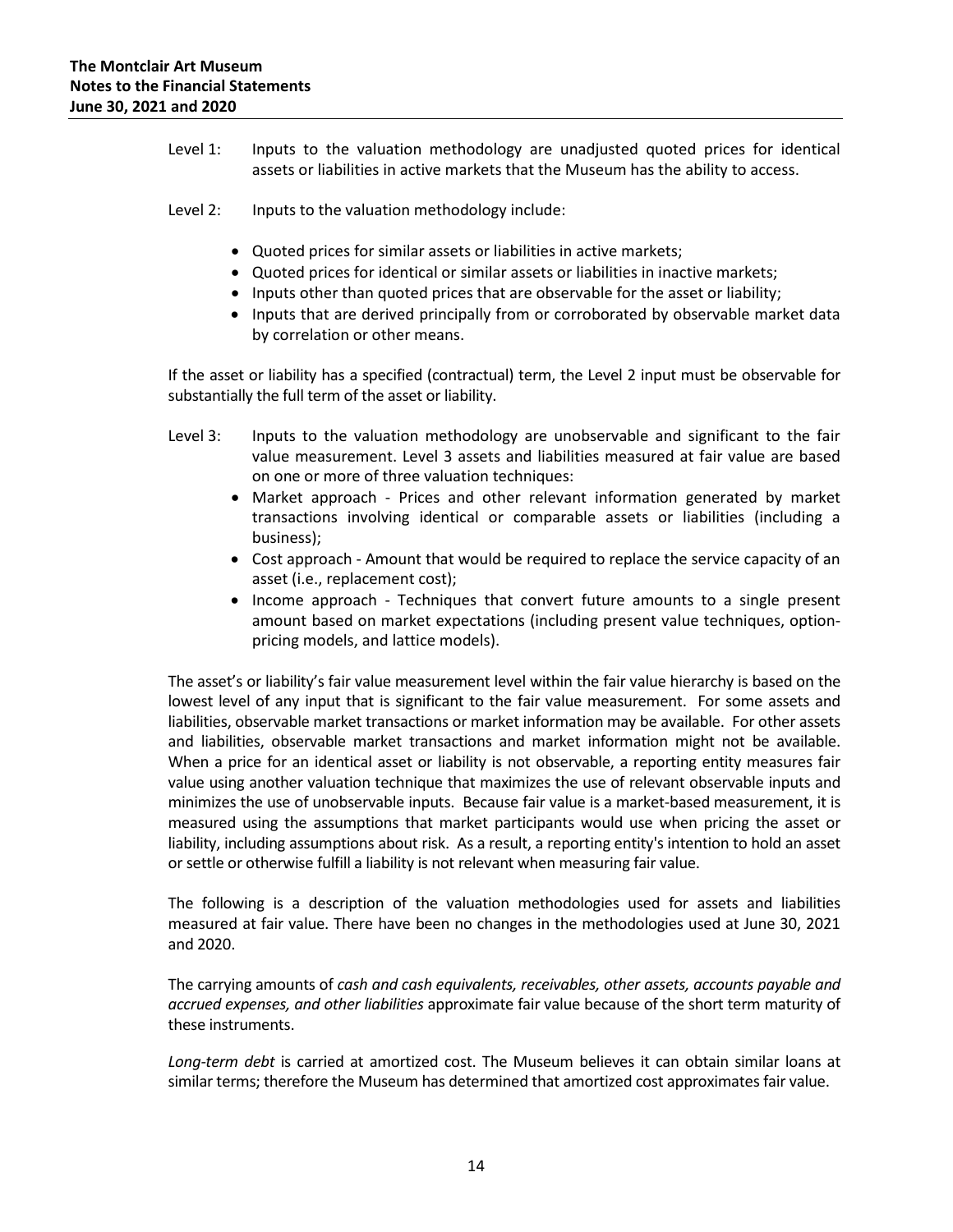Level 1: Inputs to the valuation methodology are unadjusted quoted prices for identical assets or liabilities in active markets that the Museum has the ability to access.

Level 2: Inputs to the valuation methodology include:

- Quoted prices for similar assets or liabilities in active markets;
- Quoted prices for identical or similar assets or liabilities in inactive markets;
- Inputs other than quoted prices that are observable for the asset or liability;
- Inputs that are derived principally from or corroborated by observable market data by correlation or other means.

If the asset or liability has a specified (contractual) term, the Level 2 input must be observable for substantially the full term of the asset or liability.

Level 3: Inputs to the valuation methodology are unobservable and significant to the fair value measurement. Level 3 assets and liabilities measured at fair value are based on one or more of three valuation techniques:

- Market approach - Prices and other relevant information generated by market transactions involving identical or comparable assets or liabilities (including a business);
- Cost approach - Amount that would be required to replace the service capacity of an asset (i.e., replacement cost);
- Income approach - Techniques that convert future amounts to a single present amount based on market expectations (including present value techniques, option-pricing models, and lattice models).

The asset's or liability's fair value measurement level within the fair value hierarchy is based on the lowest level of any input that is significant to the fair value measurement. For some assets and liabilities, observable market transactions or market information may be available. For other assets and liabilities, observable market transactions and market information might not be available. When a price for an identical asset or liability is not observable, a reporting entity measures fair value using another valuation technique that maximizes the use of relevant observable inputs and minimizes the use of unobservable inputs. Because fair value is a market-based measurement, it is measured using the assumptions that market participants would use when pricing the asset or liability, including assumptions about risk. As a result, a reporting entity's intention to hold an asset or settle or otherwise fulfill a liability is not relevant when measuring fair value.

The following is a description of the valuation methodologies used for assets and liabilities measured at fair value. There have been no changes in the methodologies used at June 30, 2021 and 2020.

The carrying amounts of *cash and cash equivalents, receivables, other assets, accounts payable and accrued expenses, and other liabilities* approximate fair value because of the short term maturity of these instruments.

*Long-term debt* is carried at amortized cost. The Museum believes it can obtain similar loans at similar terms; therefore the Museum has determined that amortized cost approximates fair value.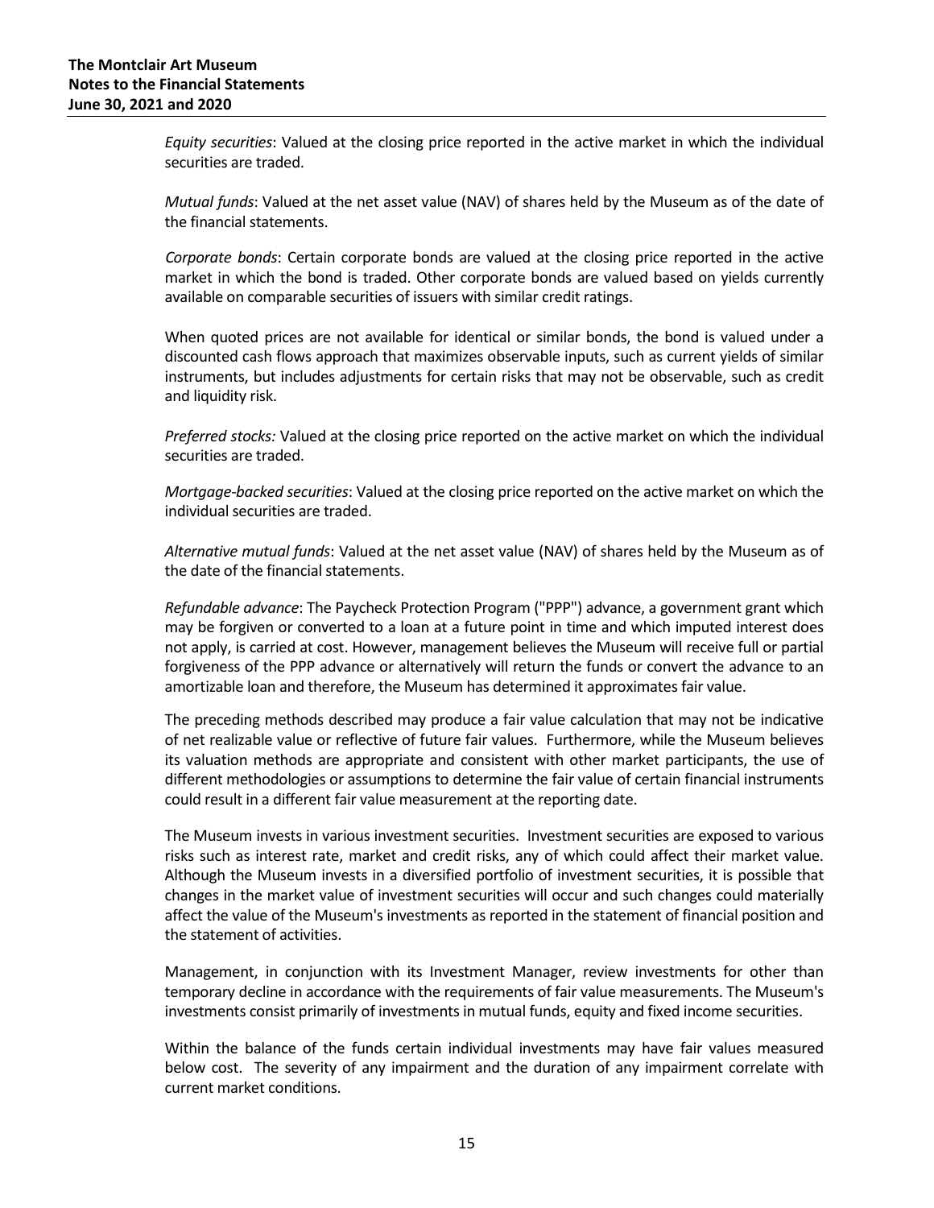*Equity securities*: Valued at the closing price reported in the active market in which the individual securities are traded.

*Mutual funds*: Valued at the net asset value (NAV) of shares held by the Museum as of the date of the financial statements.

*Corporate bonds*: Certain corporate bonds are valued at the closing price reported in the active market in which the bond is traded. Other corporate bonds are valued based on yields currently available on comparable securities of issuers with similar credit ratings.

When quoted prices are not available for identical or similar bonds, the bond is valued under a discounted cash flows approach that maximizes observable inputs, such as current yields of similar instruments, but includes adjustments for certain risks that may not be observable, such as credit and liquidity risk.

*Preferred stocks:* Valued at the closing price reported on the active market on which the individual securities are traded.

*Mortgage-backed securities*: Valued at the closing price reported on the active market on which the individual securities are traded.

*Alternative mutual funds*: Valued at the net asset value (NAV) of shares held by the Museum as of the date of the financial statements.

*Refundable advance*: The Paycheck Protection Program ("PPP") advance, a government grant which may be forgiven or converted to a loan at a future point in time and which imputed interest does not apply, is carried at cost. However, management believes the Museum will receive full or partial forgiveness of the PPP advance or alternatively will return the funds or convert the advance to an amortizable loan and therefore, the Museum has determined it approximates fair value.

The preceding methods described may produce a fair value calculation that may not be indicative of net realizable value or reflective of future fair values. Furthermore, while the Museum believes its valuation methods are appropriate and consistent with other market participants, the use of different methodologies or assumptions to determine the fair value of certain financial instruments could result in a different fair value measurement at the reporting date.

The Museum invests in various investment securities. Investment securities are exposed to various risks such as interest rate, market and credit risks, any of which could affect their market value. Although the Museum invests in a diversified portfolio of investment securities, it is possible that changes in the market value of investment securities will occur and such changes could materially affect the value of the Museum's investments as reported in the statement of financial position and the statement of activities.

Management, in conjunction with its Investment Manager, review investments for other than temporary decline in accordance with the requirements of fair value measurements. The Museum's investments consist primarily of investments in mutual funds, equity and fixed income securities.

Within the balance of the funds certain individual investments may have fair values measured below cost. The severity of any impairment and the duration of any impairment correlate with current market conditions.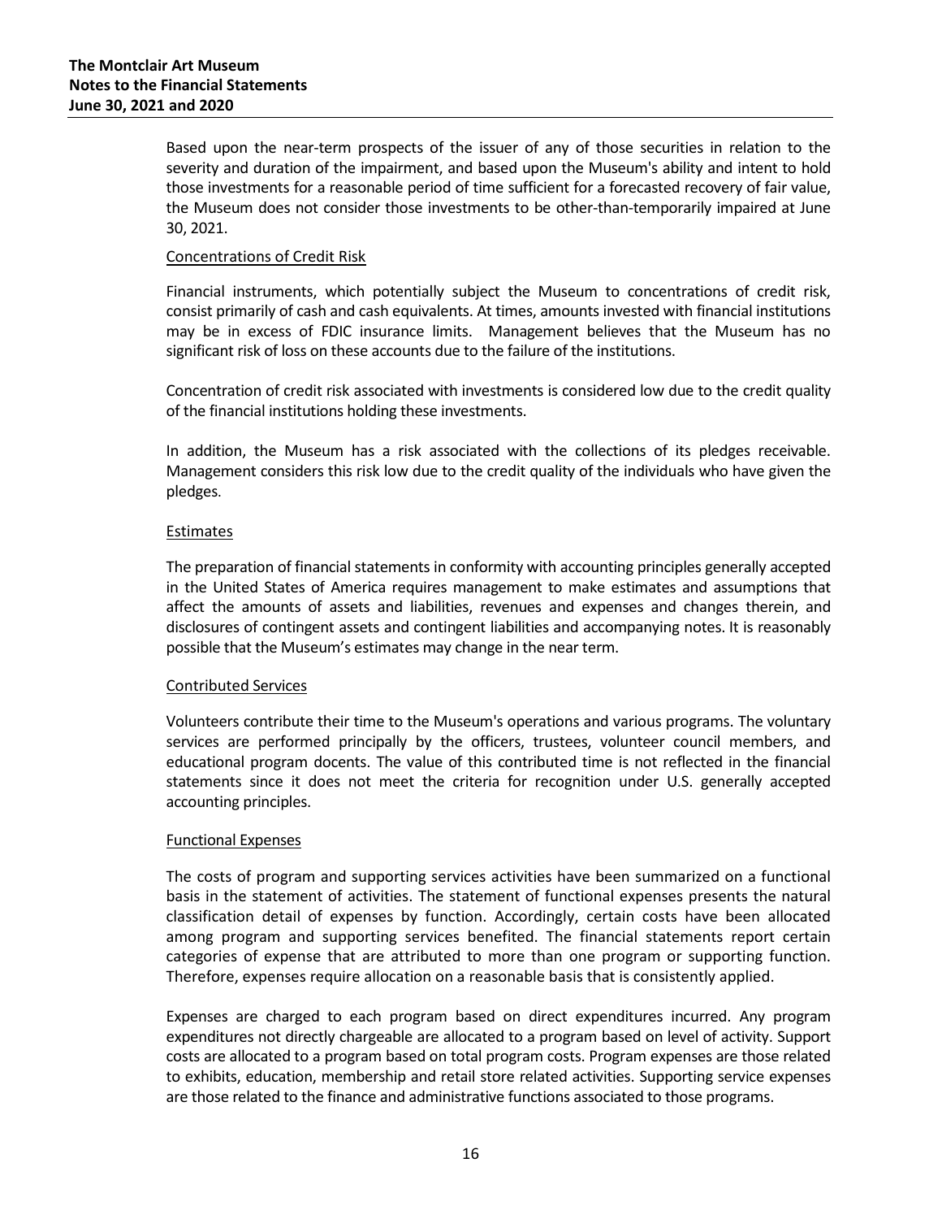Based upon the near-term prospects of the issuer of any of those securities in relation to the severity and duration of the impairment, and based upon the Museum's ability and intent to hold those investments for a reasonable period of time sufficient for a forecasted recovery of fair value, the Museum does not consider those investments to be other-than-temporarily impaired at June 30, 2021.

### Concentrations of Credit Risk

Financial instruments, which potentially subject the Museum to concentrations of credit risk, consist primarily of cash and cash equivalents. At times, amounts invested with financial institutions may be in excess of FDIC insurance limits. Management believes that the Museum has no significant risk of loss on these accounts due to the failure of the institutions.

Concentration of credit risk associated with investments is considered low due to the credit quality of the financial institutions holding these investments.

In addition, the Museum has a risk associated with the collections of its pledges receivable. Management considers this risk low due to the credit quality of the individuals who have given the pledges.

### Estimates

The preparation of financial statements in conformity with accounting principles generally accepted in the United States of America requires management to make estimates and assumptions that affect the amounts of assets and liabilities, revenues and expenses and changes therein, and disclosures of contingent assets and contingent liabilities and accompanying notes. It is reasonably possible that the Museum's estimates may change in the near term.

### Contributed Services

Volunteers contribute their time to the Museum's operations and various programs. The voluntary services are performed principally by the officers, trustees, volunteer council members, and educational program docents. The value of this contributed time is not reflected in the financial statements since it does not meet the criteria for recognition under U.S. generally accepted accounting principles.

### Functional Expenses

The costs of program and supporting services activities have been summarized on a functional basis in the statement of activities. The statement of functional expenses presents the natural classification detail of expenses by function. Accordingly, certain costs have been allocated among program and supporting services benefited. The financial statements report certain categories of expense that are attributed to more than one program or supporting function. Therefore, expenses require allocation on a reasonable basis that is consistently applied.

Expenses are charged to each program based on direct expenditures incurred. Any program expenditures not directly chargeable are allocated to a program based on level of activity. Support costs are allocated to a program based on total program costs. Program expenses are those related to exhibits, education, membership and retail store related activities. Supporting service expenses are those related to the finance and administrative functions associated to those programs.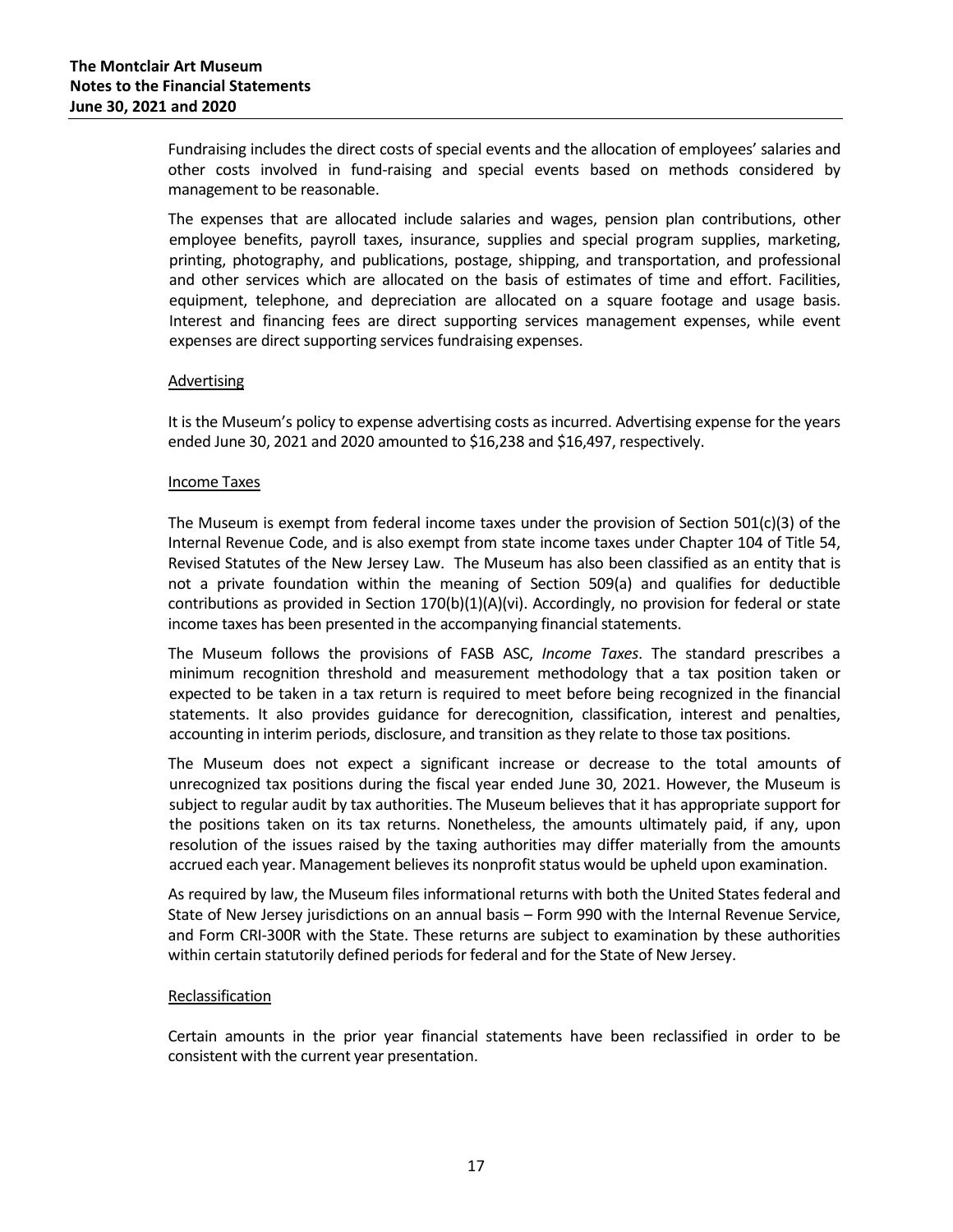Fundraising includes the direct costs of special events and the allocation of employees' salaries and other costs involved in fund-raising and special events based on methods considered by management to be reasonable.

The expenses that are allocated include salaries and wages, pension plan contributions, other employee benefits, payroll taxes, insurance, supplies and special program supplies, marketing, printing, photography, and publications, postage, shipping, and transportation, and professional and other services which are allocated on the basis of estimates of time and effort. Facilities, equipment, telephone, and depreciation are allocated on a square footage and usage basis. Interest and financing fees are direct supporting services management expenses, while event expenses are direct supporting services fundraising expenses.

Advertising

It is the Museum's policy to expense advertising costs as incurred. Advertising expense for the years ended June 30, 2021 and 2020 amounted to $16,238 and $16,497, respectively.

Income Taxes

The Museum is exempt from federal income taxes under the provision of Section 501(c)(3) of the Internal Revenue Code, and is also exempt from state income taxes under Chapter 104 of Title 54, Revised Statutes of the New Jersey Law. The Museum has also been classified as an entity that is not a private foundation within the meaning of Section 509(a) and qualifies for deductible contributions as provided in Section 170(b)(1)(A)(vi). Accordingly, no provision for federal or state income taxes has been presented in the accompanying financial statements.

The Museum follows the provisions of FASB ASC, *Income Taxes*. The standard prescribes a minimum recognition threshold and measurement methodology that a tax position taken or expected to be taken in a tax return is required to meet before being recognized in the financial statements. It also provides guidance for derecognition, classification, interest and penalties, accounting in interim periods, disclosure, and transition as they relate to those tax positions.

The Museum does not expect a significant increase or decrease to the total amounts of unrecognized tax positions during the fiscal year ended June 30, 2021. However, the Museum is subject to regular audit by tax authorities. The Museum believes that it has appropriate support for the positions taken on its tax returns. Nonetheless, the amounts ultimately paid, if any, upon resolution of the issues raised by the taxing authorities may differ materially from the amounts accrued each year. Management believes its nonprofit status would be upheld upon examination.

As required by law, the Museum files informational returns with both the United States federal and State of New Jersey jurisdictions on an annual basis – Form 990 with the Internal Revenue Service, and Form CRI-300R with the State. These returns are subject to examination by these authorities within certain statutorily defined periods for federal and for the State of New Jersey.

Reclassification

Certain amounts in the prior year financial statements have been reclassified in order to be consistent with the current year presentation.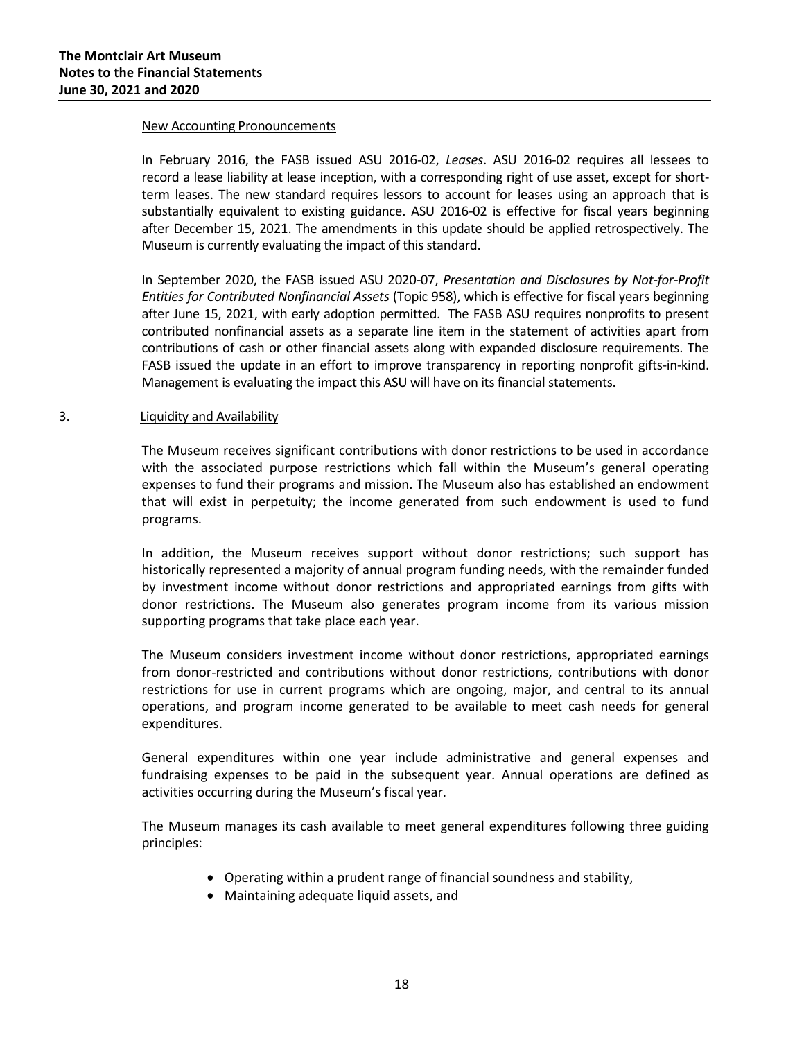New Accounting Pronouncements

In February 2016, the FASB issued ASU 2016-02, *Leases*. ASU 2016-02 requires all lessees to record a lease liability at lease inception, with a corresponding right of use asset, except for short-term leases. The new standard requires lessors to account for leases using an approach that is substantially equivalent to existing guidance. ASU 2016-02 is effective for fiscal years beginning after December 15, 2021. The amendments in this update should be applied retrospectively. The Museum is currently evaluating the impact of this standard.

In September 2020, the FASB issued ASU 2020-07, *Presentation and Disclosures by Not-for-Profit Entities for Contributed Nonfinancial Assets* (Topic 958), which is effective for fiscal years beginning after June 15, 2021, with early adoption permitted. The FASB ASU requires nonprofits to present contributed nonfinancial assets as a separate line item in the statement of activities apart from contributions of cash or other financial assets along with expanded disclosure requirements. The FASB issued the update in an effort to improve transparency in reporting nonprofit gifts-in-kind. Management is evaluating the impact this ASU will have on its financial statements.

3. Liquidity and Availability

The Museum receives significant contributions with donor restrictions to be used in accordance with the associated purpose restrictions which fall within the Museum's general operating expenses to fund their programs and mission. The Museum also has established an endowment that will exist in perpetuity; the income generated from such endowment is used to fund programs.

In addition, the Museum receives support without donor restrictions; such support has historically represented a majority of annual program funding needs, with the remainder funded by investment income without donor restrictions and appropriated earnings from gifts with donor restrictions. The Museum also generates program income from its various mission supporting programs that take place each year.

The Museum considers investment income without donor restrictions, appropriated earnings from donor-restricted and contributions without donor restrictions, contributions with donor restrictions for use in current programs which are ongoing, major, and central to its annual operations, and program income generated to be available to meet cash needs for general expenditures.

General expenditures within one year include administrative and general expenses and fundraising expenses to be paid in the subsequent year. Annual operations are defined as activities occurring during the Museum's fiscal year.

The Museum manages its cash available to meet general expenditures following three guiding principles:

- Operating within a prudent range of financial soundness and stability,
- Maintaining adequate liquid assets, and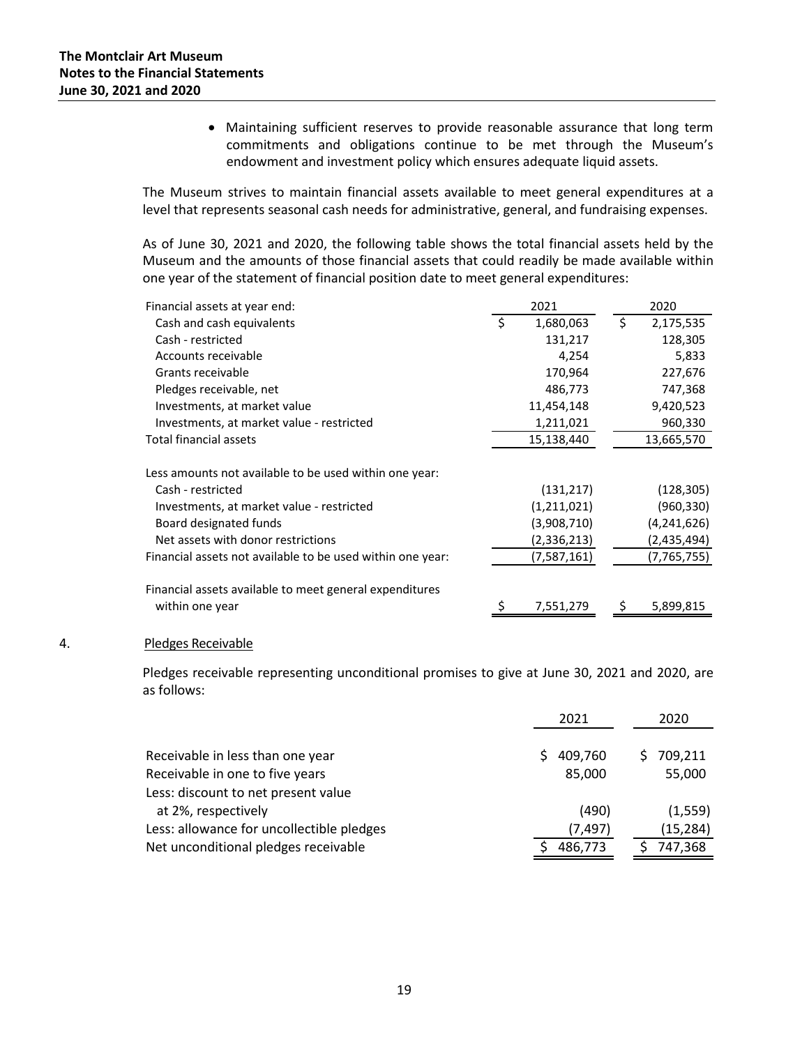- Maintaining sufficient reserves to provide reasonable assurance that long term commitments and obligations continue to be met through the Museum's endowment and investment policy which ensures adequate liquid assets.

The Museum strives to maintain financial assets available to meet general expenditures at a level that represents seasonal cash needs for administrative, general, and fundraising expenses.

As of June 30, 2021 and 2020, the following table shows the total financial assets held by the Museum and the amounts of those financial assets that could readily be made available within one year of the statement of financial position date to meet general expenditures:

| | 2021 | 2020 |
|---|---|---|
| Financial assets at year end: | | |
| Cash and cash equivalents | $ 1,680,063 | $ 2,175,535 |
| Cash - restricted | 131,217 | 128,305 |
| Accounts receivable | 4,254 | 5,833 |
| Grants receivable | 170,964 | 227,676 |
| Pledges receivable, net | 486,773 | 747,368 |
| Investments, at market value | 11,454,148 | 9,420,523 |
| Investments, at market value - restricted | 1,211,021 | 960,330 |
| Total financial assets | 15,138,440 | 13,665,570 |
| | | |
| Less amounts not available to be used within one year: | | |
| Cash - restricted | (131,217) | (128,305) |
| Investments, at market value - restricted | (1,211,021) | (960,330) |
| Board designated funds | (3,908,710) | (4,241,626) |
| Net assets with donor restrictions | (2,336,213) | (2,435,494) |
| Financial assets not available to be used within one year: | (7,587,161) | (7,765,755) |
| | | |
| Financial assets available to meet general expenditures within one year | $ 7,551,279 | $ 5,899,815 |

4. Pledges Receivable

Pledges receivable representing unconditional promises to give at June 30, 2021 and 2020, are as follows:

| | 2021 | 2020 |
|---|---|---|
| Receivable in less than one year | $ 409,760 | $ 709,211 |
| Receivable in one to five years | 85,000 | 55,000 |
| Less: discount to net present value at 2%, respectively | (490) | (1,559) |
| Less: allowance for uncollectible pledges | (7,497) | (15,284) |
| Net unconditional pledges receivable | $ 486,773 | $ 747,368 |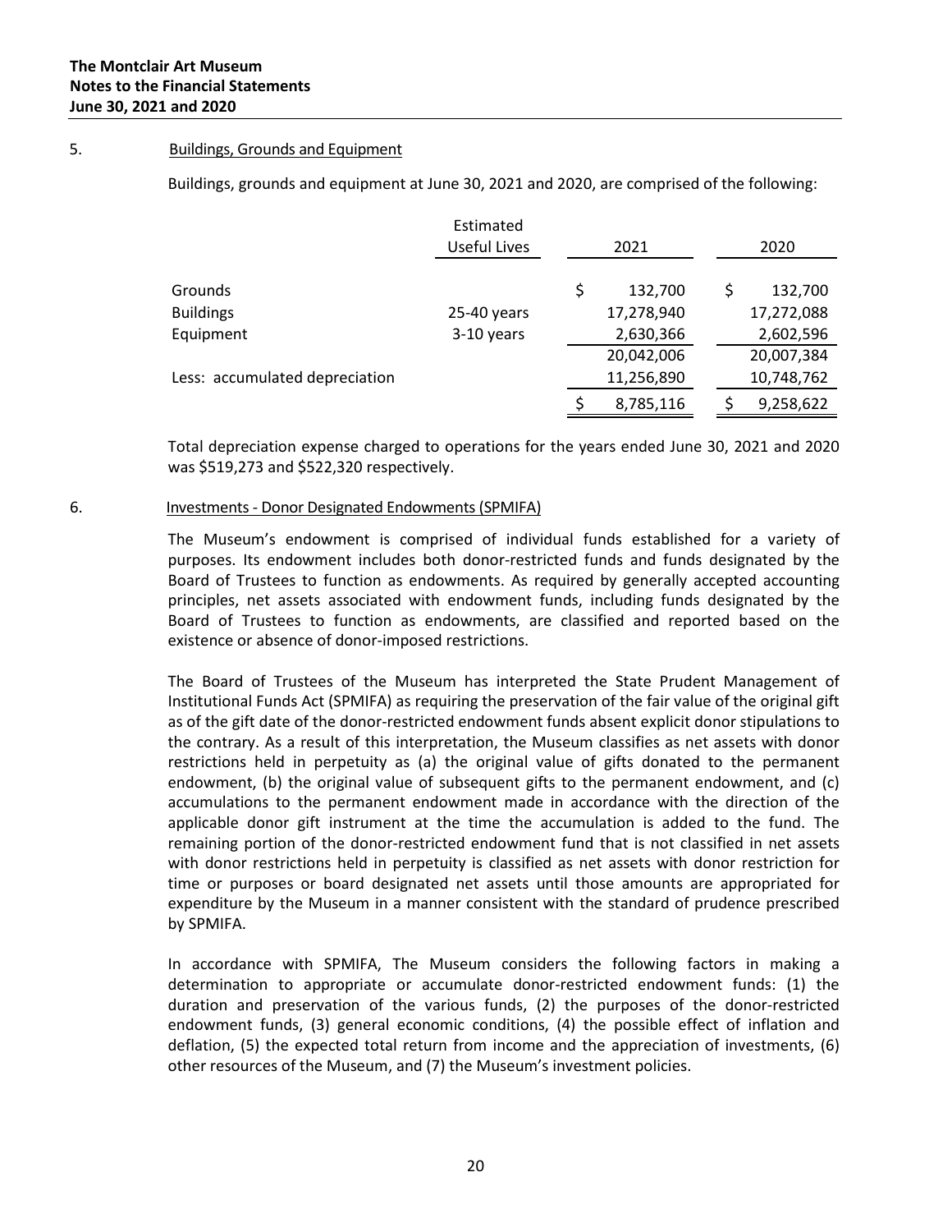**The Montclair Art Museum**
**Notes to the Financial Statements**
**June 30, 2021 and 2020**

5. Buildings, Grounds and Equipment

Buildings, grounds and equipment at June 30, 2021 and 2020, are comprised of the following:

| | Estimated Useful Lives | 2021 | 2020 |
|---|---|---|---|
| Grounds | | $ 132,700 | $ 132,700 |
| Buildings | 25-40 years | 17,278,940 | 17,272,088 |
| Equipment | 3-10 years | 2,630,366 | 2,602,596 |
| | | 20,042,006 | 20,007,384 |
| Less: accumulated depreciation | | 11,256,890 | 10,748,762 |
| | | $ 8,785,116 | $ 9,258,622 |

Total depreciation expense charged to operations for the years ended June 30, 2021 and 2020 was $519,273 and $522,320 respectively.

6. Investments - Donor Designated Endowments (SPMIFA)

The Museum's endowment is comprised of individual funds established for a variety of purposes. Its endowment includes both donor-restricted funds and funds designated by the Board of Trustees to function as endowments. As required by generally accepted accounting principles, net assets associated with endowment funds, including funds designated by the Board of Trustees to function as endowments, are classified and reported based on the existence or absence of donor-imposed restrictions.

The Board of Trustees of the Museum has interpreted the State Prudent Management of Institutional Funds Act (SPMIFA) as requiring the preservation of the fair value of the original gift as of the gift date of the donor-restricted endowment funds absent explicit donor stipulations to the contrary. As a result of this interpretation, the Museum classifies as net assets with donor restrictions held in perpetuity as (a) the original value of gifts donated to the permanent endowment, (b) the original value of subsequent gifts to the permanent endowment, and (c) accumulations to the permanent endowment made in accordance with the direction of the applicable donor gift instrument at the time the accumulation is added to the fund. The remaining portion of the donor-restricted endowment fund that is not classified in net assets with donor restrictions held in perpetuity is classified as net assets with donor restriction for time or purposes or board designated net assets until those amounts are appropriated for expenditure by the Museum in a manner consistent with the standard of prudence prescribed by SPMIFA.

In accordance with SPMIFA, The Museum considers the following factors in making a determination to appropriate or accumulate donor-restricted endowment funds: (1) the duration and preservation of the various funds, (2) the purposes of the donor-restricted endowment funds, (3) general economic conditions, (4) the possible effect of inflation and deflation, (5) the expected total return from income and the appreciation of investments, (6) other resources of the Museum, and (7) the Museum's investment policies.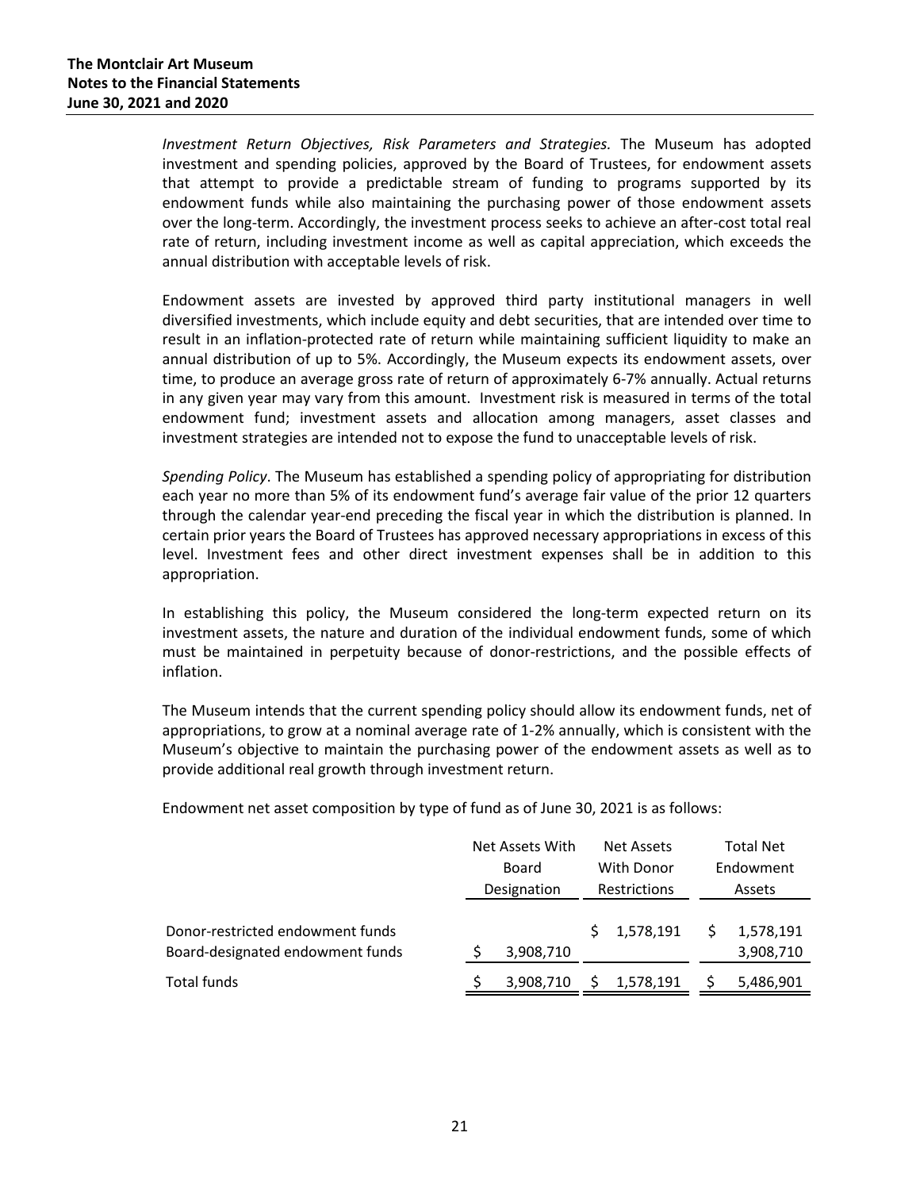*Investment Return Objectives, Risk Parameters and Strategies.* The Museum has adopted investment and spending policies, approved by the Board of Trustees, for endowment assets that attempt to provide a predictable stream of funding to programs supported by its endowment funds while also maintaining the purchasing power of those endowment assets over the long-term. Accordingly, the investment process seeks to achieve an after-cost total real rate of return, including investment income as well as capital appreciation, which exceeds the annual distribution with acceptable levels of risk.

Endowment assets are invested by approved third party institutional managers in well diversified investments, which include equity and debt securities, that are intended over time to result in an inflation-protected rate of return while maintaining sufficient liquidity to make an annual distribution of up to 5%. Accordingly, the Museum expects its endowment assets, over time, to produce an average gross rate of return of approximately 6-7% annually. Actual returns in any given year may vary from this amount. Investment risk is measured in terms of the total endowment fund; investment assets and allocation among managers, asset classes and investment strategies are intended not to expose the fund to unacceptable levels of risk.

*Spending Policy*. The Museum has established a spending policy of appropriating for distribution each year no more than 5% of its endowment fund's average fair value of the prior 12 quarters through the calendar year-end preceding the fiscal year in which the distribution is planned. In certain prior years the Board of Trustees has approved necessary appropriations in excess of this level. Investment fees and other direct investment expenses shall be in addition to this appropriation.

In establishing this policy, the Museum considered the long-term expected return on its investment assets, the nature and duration of the individual endowment funds, some of which must be maintained in perpetuity because of donor-restrictions, and the possible effects of inflation.

The Museum intends that the current spending policy should allow its endowment funds, net of appropriations, to grow at a nominal average rate of 1-2% annually, which is consistent with the Museum's objective to maintain the purchasing power of the endowment assets as well as to provide additional real growth through investment return.

Endowment net asset composition by type of fund as of June 30, 2021 is as follows:

| | Net Assets With Board Designation | Net Assets With Donor Restrictions | Total Net Endowment Assets |
|---|---|---|---|
| Donor-restricted endowment funds | | $ 1,578,191 | $ 1,578,191 |
| Board-designated endowment funds | $ 3,908,710 | | 3,908,710 |
| Total funds | $ 3,908,710 | $ 1,578,191 | $ 5,486,901 |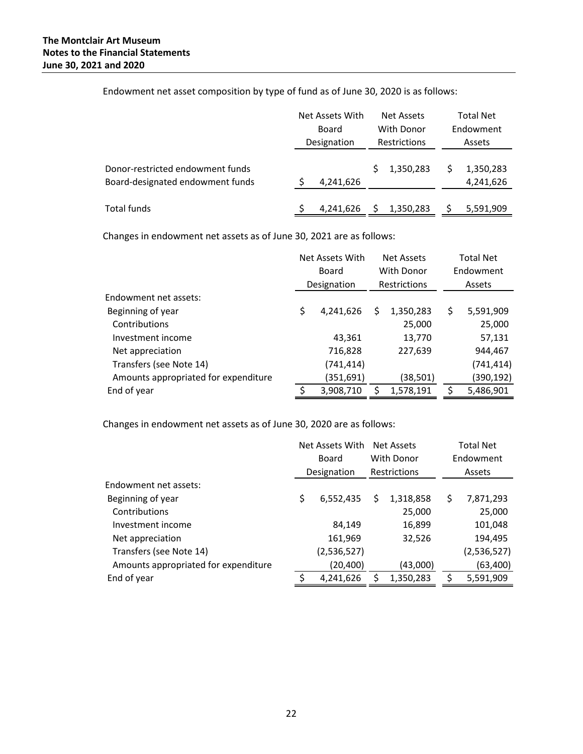Endowment net asset composition by type of fund as of June 30, 2020 is as follows:

| | Net Assets With Board Designation | Net Assets With Donor Restrictions | Total Net Endowment Assets |
|---|---|---|---|
| Donor-restricted endowment funds | | $ 1,350,283 | $ 1,350,283 |
| Board-designated endowment funds | $ 4,241,626 | | 4,241,626 |
| Total funds | $ 4,241,626 | $ 1,350,283 | $ 5,591,909 |

Changes in endowment net assets as of June 30, 2021 are as follows:

| | Net Assets With Board Designation | Net Assets With Donor Restrictions | Total Net Endowment Assets |
|---|---|---|---|
| Endowment net assets: | | | |
| Beginning of year | $ 4,241,626 | $ 1,350,283 | $ 5,591,909 |
| Contributions | | 25,000 | 25,000 |
| Investment income | 43,361 | 13,770 | 57,131 |
| Net appreciation | 716,828 | 227,639 | 944,467 |
| Transfers (see Note 14) | (741,414) | | (741,414) |
| Amounts appropriated for expenditure | (351,691) | (38,501) | (390,192) |
| End of year | $ 3,908,710 | $ 1,578,191 | $ 5,486,901 |

Changes in endowment net assets as of June 30, 2020 are as follows:

| | Net Assets With Board Designation | Net Assets With Donor Restrictions | Total Net Endowment Assets |
|---|---|---|---|
| Endowment net assets: | | | |
| Beginning of year | $ 6,552,435 | $ 1,318,858 | $ 7,871,293 |
| Contributions | | 25,000 | 25,000 |
| Investment income | 84,149 | 16,899 | 101,048 |
| Net appreciation | 161,969 | 32,526 | 194,495 |
| Transfers (see Note 14) | (2,536,527) | | (2,536,527) |
| Amounts appropriated for expenditure | (20,400) | (43,000) | (63,400) |
| End of year | $ 4,241,626 | $ 1,350,283 | $ 5,591,909 |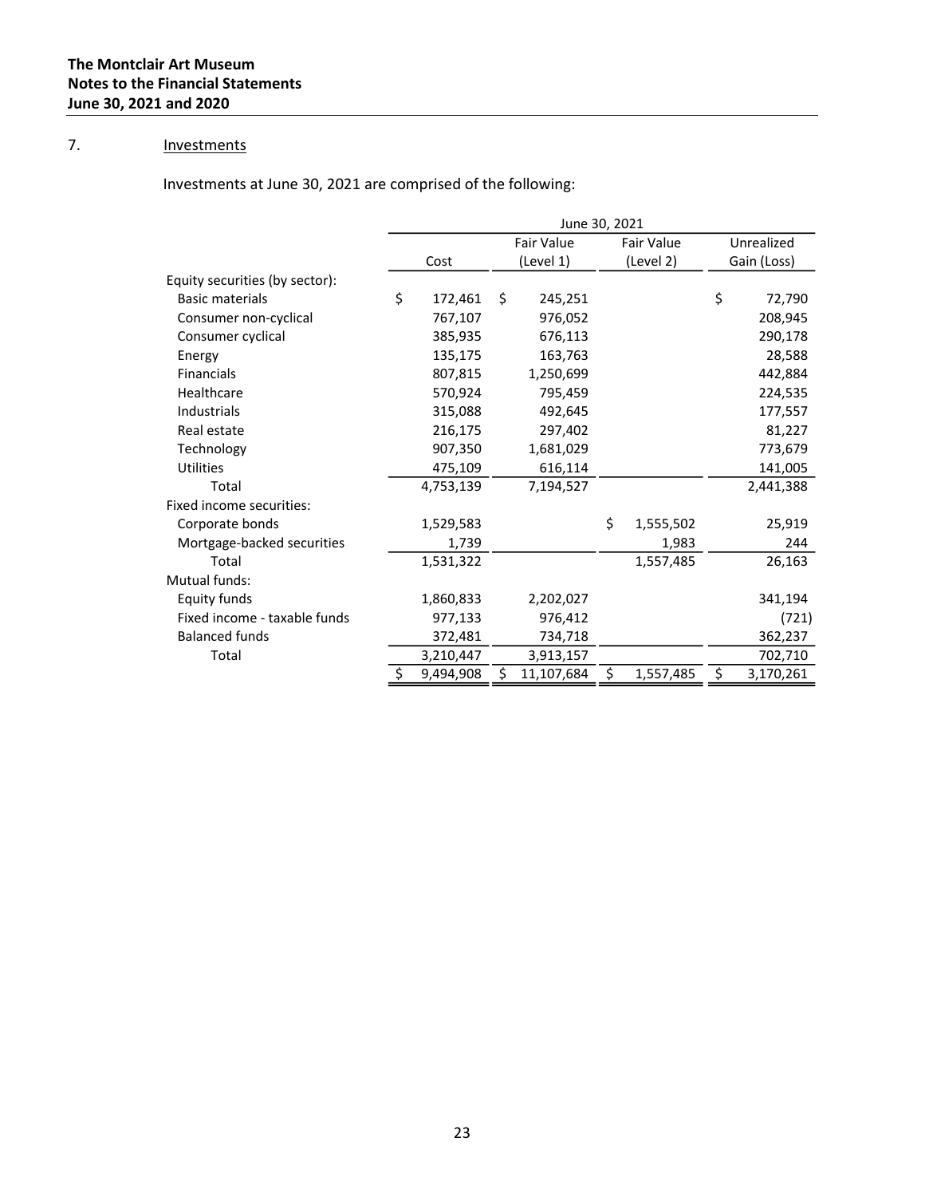## 7. Investments

Investments at June 30, 2021 are comprised of the following:

| | June 30, 2021 | | | |
|---|---|---|---|---|
| | Cost | Fair Value (Level 1) | Fair Value (Level 2) | Unrealized Gain (Loss) |
| Equity securities (by sector): | | | | |
| Basic materials | $ 172,461 | $ 245,251 | | $ 72,790 |
| Consumer non-cyclical | 767,107 | 976,052 | | 208,945 |
| Consumer cyclical | 385,935 | 676,113 | | 290,178 |
| Energy | 135,175 | 163,763 | | 28,588 |
| Financials | 807,815 | 1,250,699 | | 442,884 |
| Healthcare | 570,924 | 795,459 | | 224,535 |
| Industrials | 315,088 | 492,645 | | 177,557 |
| Real estate | 216,175 | 297,402 | | 81,227 |
| Technology | 907,350 | 1,681,029 | | 773,679 |
| Utilities | 475,109 | 616,114 | | 141,005 |
| Total | 4,753,139 | 7,194,527 | | 2,441,388 |
| Fixed income securities: | | | | |
| Corporate bonds | 1,529,583 | | $ 1,555,502 | 25,919 |
| Mortgage-backed securities | 1,739 | | 1,983 | 244 |
| Total | 1,531,322 | | 1,557,485 | 26,163 |
| Mutual funds: | | | | |
| Equity funds | 1,860,833 | 2,202,027 | | 341,194 |
| Fixed income - taxable funds | 977,133 | 976,412 | | (721) |
| Balanced funds | 372,481 | 734,718 | | 362,237 |
| Total | 3,210,447 | 3,913,157 | | 702,710 |
| | $ 9,494,908 | $ 11,107,684 | $ 1,557,485 | $ 3,170,261 |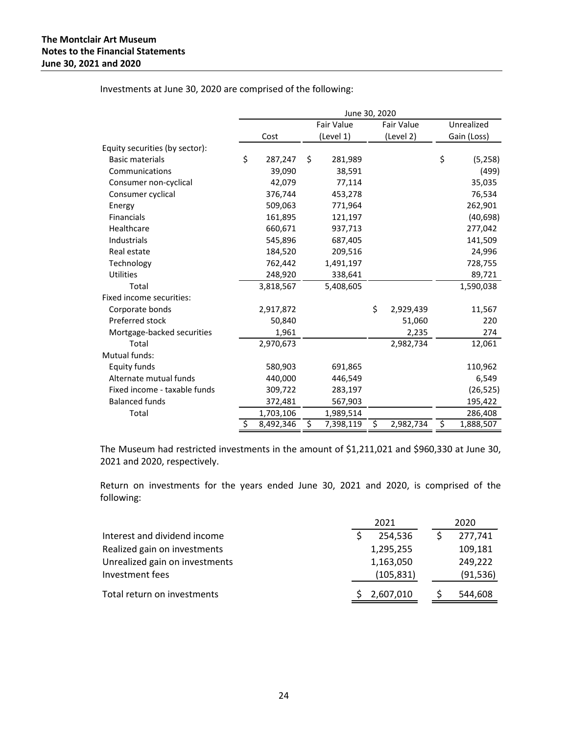Investments at June 30, 2020 are comprised of the following:

| | June 30, 2020 | | | |
|---|---|---|---|---|
| | Cost | Fair Value (Level 1) | Fair Value (Level 2) | Unrealized Gain (Loss) |
| Equity securities (by sector): | | | | |
| Basic materials | $ 287,247 | $ 281,989 | | $ (5,258) |
| Communications | 39,090 | 38,591 | | (499) |
| Consumer non-cyclical | 42,079 | 77,114 | | 35,035 |
| Consumer cyclical | 376,744 | 453,278 | | 76,534 |
| Energy | 509,063 | 771,964 | | 262,901 |
| Financials | 161,895 | 121,197 | | (40,698) |
| Healthcare | 660,671 | 937,713 | | 277,042 |
| Industrials | 545,896 | 687,405 | | 141,509 |
| Real estate | 184,520 | 209,516 | | 24,996 |
| Technology | 762,442 | 1,491,197 | | 728,755 |
| Utilities | 248,920 | 338,641 | | 89,721 |
| Total | 3,818,567 | 5,408,605 | | 1,590,038 |
| Fixed income securities: | | | | |
| Corporate bonds | 2,917,872 | | $ 2,929,439 | 11,567 |
| Preferred stock | 50,840 | | 51,060 | 220 |
| Mortgage-backed securities | 1,961 | | 2,235 | 274 |
| Total | 2,970,673 | | 2,982,734 | 12,061 |
| Mutual funds: | | | | |
| Equity funds | 580,903 | 691,865 | | 110,962 |
| Alternate mutual funds | 440,000 | 446,549 | | 6,549 |
| Fixed income - taxable funds | 309,722 | 283,197 | | (26,525) |
| Balanced funds | 372,481 | 567,903 | | 195,422 |
| Total | 1,703,106 | 1,989,514 | | 286,408 |
| | $ 8,492,346 | $ 7,398,119 | $ 2,982,734 | $ 1,888,507 |

The Museum had restricted investments in the amount of $1,211,021 and $960,330 at June 30, 2021 and 2020, respectively.

Return on investments for the years ended June 30, 2021 and 2020, is comprised of the following:

| | 2021 | 2020 |
|---|---|---|
| Interest and dividend income | $ 254,536 | $ 277,741 |
| Realized gain on investments | 1,295,255 | 109,181 |
| Unrealized gain on investments | 1,163,050 | 249,222 |
| Investment fees | (105,831) | (91,536) |
| Total return on investments | $ 2,607,010 | $ 544,608 |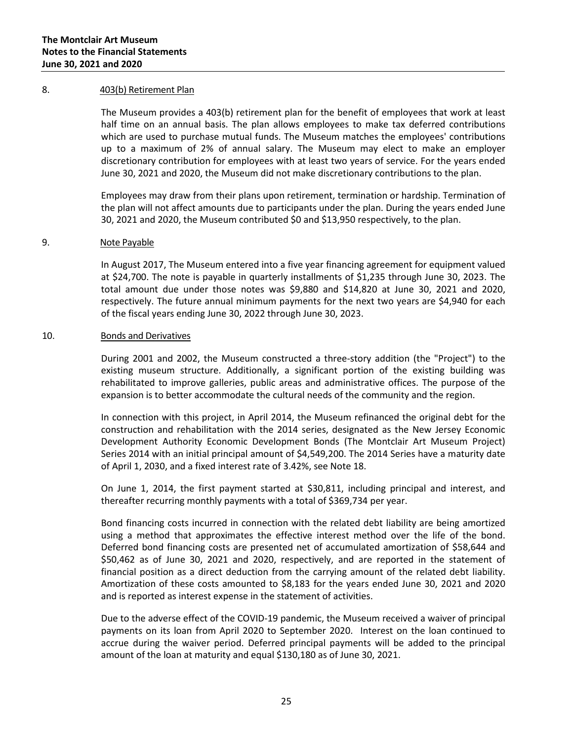**The Montclair Art Museum**
**Notes to the Financial Statements**
**June 30, 2021 and 2020**

8. 403(b) Retirement Plan

The Museum provides a 403(b) retirement plan for the benefit of employees that work at least half time on an annual basis. The plan allows employees to make tax deferred contributions which are used to purchase mutual funds. The Museum matches the employees' contributions up to a maximum of 2% of annual salary. The Museum may elect to make an employer discretionary contribution for employees with at least two years of service. For the years ended June 30, 2021 and 2020, the Museum did not make discretionary contributions to the plan.

Employees may draw from their plans upon retirement, termination or hardship. Termination of the plan will not affect amounts due to participants under the plan. During the years ended June 30, 2021 and 2020, the Museum contributed $0 and $13,950 respectively, to the plan.

9. Note Payable

In August 2017, The Museum entered into a five year financing agreement for equipment valued at $24,700. The note is payable in quarterly installments of $1,235 through June 30, 2023. The total amount due under those notes was $9,880 and $14,820 at June 30, 2021 and 2020, respectively. The future annual minimum payments for the next two years are $4,940 for each of the fiscal years ending June 30, 2022 through June 30, 2023.

10. Bonds and Derivatives

During 2001 and 2002, the Museum constructed a three-story addition (the "Project") to the existing museum structure. Additionally, a significant portion of the existing building was rehabilitated to improve galleries, public areas and administrative offices. The purpose of the expansion is to better accommodate the cultural needs of the community and the region.

In connection with this project, in April 2014, the Museum refinanced the original debt for the construction and rehabilitation with the 2014 series, designated as the New Jersey Economic Development Authority Economic Development Bonds (The Montclair Art Museum Project) Series 2014 with an initial principal amount of $4,549,200. The 2014 Series have a maturity date of April 1, 2030, and a fixed interest rate of 3.42%, see Note 18.

On June 1, 2014, the first payment started at $30,811, including principal and interest, and thereafter recurring monthly payments with a total of $369,734 per year.

Bond financing costs incurred in connection with the related debt liability are being amortized using a method that approximates the effective interest method over the life of the bond. Deferred bond financing costs are presented net of accumulated amortization of $58,644 and $50,462 as of June 30, 2021 and 2020, respectively, and are reported in the statement of financial position as a direct deduction from the carrying amount of the related debt liability. Amortization of these costs amounted to $8,183 for the years ended June 30, 2021 and 2020 and is reported as interest expense in the statement of activities.

Due to the adverse effect of the COVID-19 pandemic, the Museum received a waiver of principal payments on its loan from April 2020 to September 2020. Interest on the loan continued to accrue during the waiver period. Deferred principal payments will be added to the principal amount of the loan at maturity and equal $130,180 as of June 30, 2021.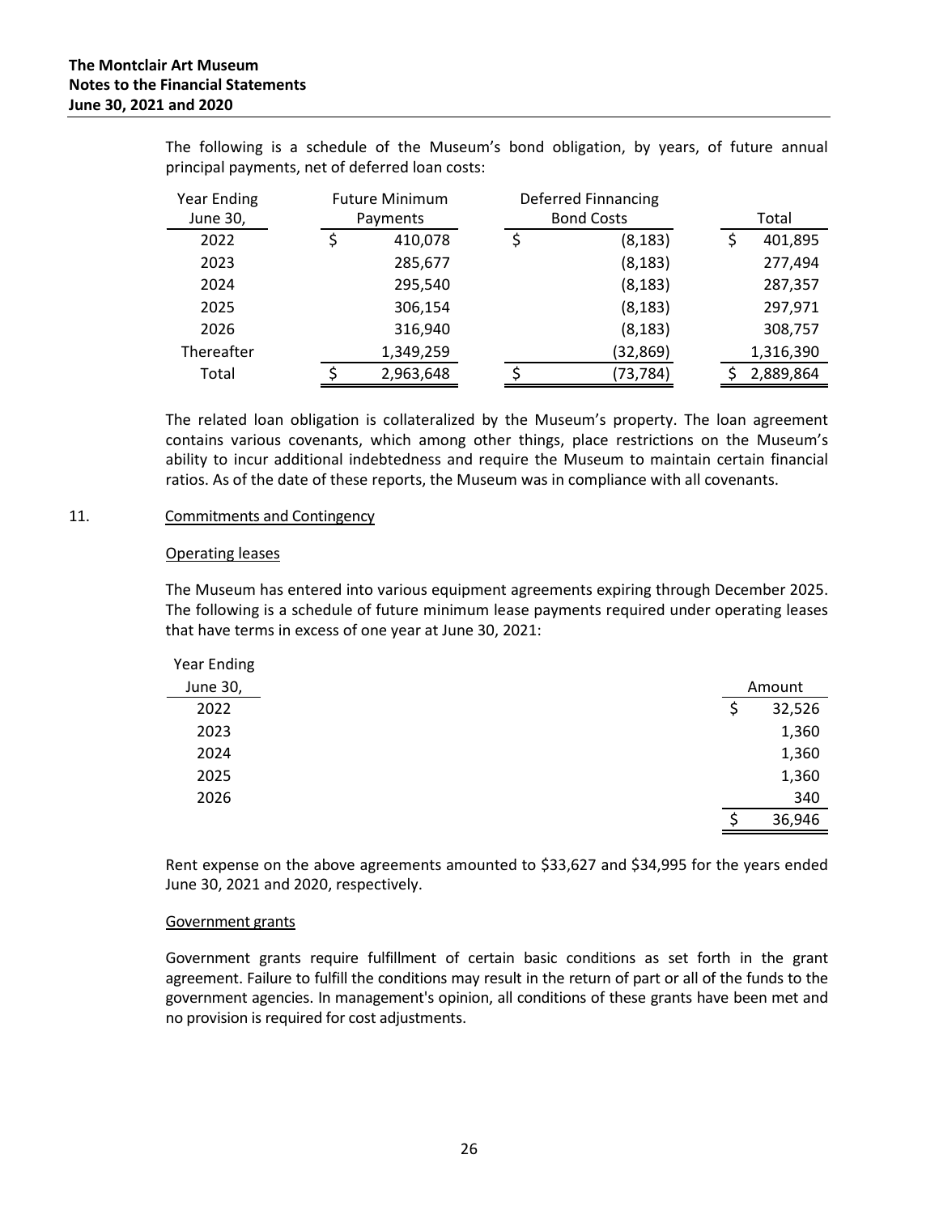The following is a schedule of the Museum's bond obligation, by years, of future annual principal payments, net of deferred loan costs:

| Year Ending June 30, | Future Minimum Payments | Deferred Finnancing Bond Costs | Total |
|---|---|---|---|
| 2022 | $ 410,078 | $ (8,183) | $ 401,895 |
| 2023 | 285,677 | (8,183) | 277,494 |
| 2024 | 295,540 | (8,183) | 287,357 |
| 2025 | 306,154 | (8,183) | 297,971 |
| 2026 | 316,940 | (8,183) | 308,757 |
| Thereafter | 1,349,259 | (32,869) | 1,316,390 |
| Total | $ 2,963,648 | $ (73,784) | $ 2,889,864 |

The related loan obligation is collateralized by the Museum's property. The loan agreement contains various covenants, which among other things, place restrictions on the Museum's ability to incur additional indebtedness and require the Museum to maintain certain financial ratios. As of the date of these reports, the Museum was in compliance with all covenants.

## 11. Commitments and Contingency

### Operating leases

The Museum has entered into various equipment agreements expiring through December 2025. The following is a schedule of future minimum lease payments required under operating leases that have terms in excess of one year at June 30, 2021:

| Year Ending June 30, | Amount |
|---|---|
| 2022 | $ 32,526 |
| 2023 | 1,360 |
| 2024 | 1,360 |
| 2025 | 1,360 |
| 2026 | 340 |
| | $ 36,946 |

Rent expense on the above agreements amounted to $33,627 and $34,995 for the years ended June 30, 2021 and 2020, respectively.

### Government grants

Government grants require fulfillment of certain basic conditions as set forth in the grant agreement. Failure to fulfill the conditions may result in the return of part or all of the funds to the government agencies. In management's opinion, all conditions of these grants have been met and no provision is required for cost adjustments.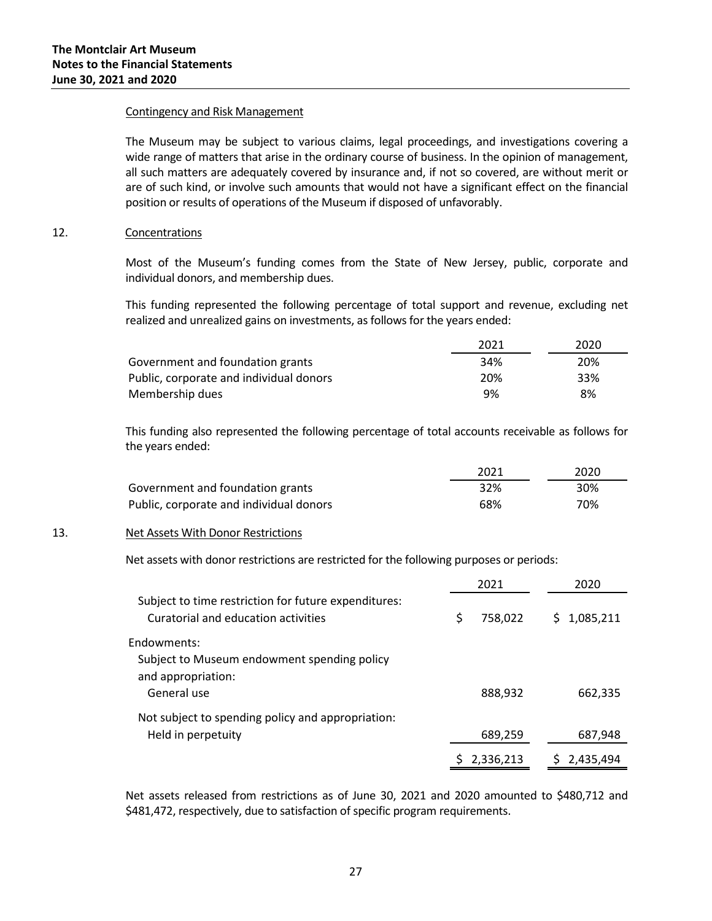#### Contingency and Risk Management

The Museum may be subject to various claims, legal proceedings, and investigations covering a wide range of matters that arise in the ordinary course of business. In the opinion of management, all such matters are adequately covered by insurance and, if not so covered, are without merit or are of such kind, or involve such amounts that would not have a significant effect on the financial position or results of operations of the Museum if disposed of unfavorably.

## 12. Concentrations

Most of the Museum's funding comes from the State of New Jersey, public, corporate and individual donors, and membership dues.

This funding represented the following percentage of total support and revenue, excluding net realized and unrealized gains on investments, as follows for the years ended:

| | 2021 | 2020 |
|---|---|---|
| Government and foundation grants | 34% | 20% |
| Public, corporate and individual donors | 20% | 33% |
| Membership dues | 9% | 8% |

This funding also represented the following percentage of total accounts receivable as follows for the years ended:

| | 2021 | 2020 |
|---|---|---|
| Government and foundation grants | 32% | 30% |
| Public, corporate and individual donors | 68% | 70% |

## 13. Net Assets With Donor Restrictions

Net assets with donor restrictions are restricted for the following purposes or periods:

| | 2021 | 2020 |
|---|---|---|
| Subject to time restriction for future expenditures: | | |
| Curatorial and education activities | $ 758,022 | $ 1,085,211 |
| Endowments: | | |
| Subject to Museum endowment spending policy and appropriation: | | |
| General use | 888,932 | 662,335 |
| Not subject to spending policy and appropriation: | | |
| Held in perpetuity | 689,259 | 687,948 |
| | $ 2,336,213 | $ 2,435,494 |

Net assets released from restrictions as of June 30, 2021 and 2020 amounted to $480,712 and $481,472, respectively, due to satisfaction of specific program requirements.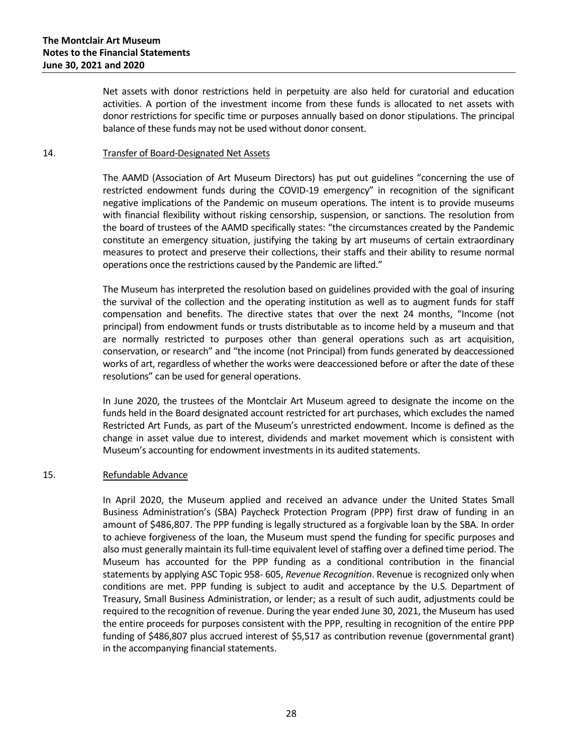Net assets with donor restrictions held in perpetuity are also held for curatorial and education activities. A portion of the investment income from these funds is allocated to net assets with donor restrictions for specific time or purposes annually based on donor stipulations. The principal balance of these funds may not be used without donor consent.

## 14. Transfer of Board-Designated Net Assets

The AAMD (Association of Art Museum Directors) has put out guidelines "concerning the use of restricted endowment funds during the COVID-19 emergency" in recognition of the significant negative implications of the Pandemic on museum operations. The intent is to provide museums with financial flexibility without risking censorship, suspension, or sanctions. The resolution from the board of trustees of the AAMD specifically states: "the circumstances created by the Pandemic constitute an emergency situation, justifying the taking by art museums of certain extraordinary measures to protect and preserve their collections, their staffs and their ability to resume normal operations once the restrictions caused by the Pandemic are lifted."

The Museum has interpreted the resolution based on guidelines provided with the goal of insuring the survival of the collection and the operating institution as well as to augment funds for staff compensation and benefits. The directive states that over the next 24 months, "Income (not principal) from endowment funds or trusts distributable as to income held by a museum and that are normally restricted to purposes other than general operations such as art acquisition, conservation, or research" and "the income (not Principal) from funds generated by deaccessioned works of art, regardless of whether the works were deaccessioned before or after the date of these resolutions" can be used for general operations.

In June 2020, the trustees of the Montclair Art Museum agreed to designate the income on the funds held in the Board designated account restricted for art purchases, which excludes the named Restricted Art Funds, as part of the Museum's unrestricted endowment. Income is defined as the change in asset value due to interest, dividends and market movement which is consistent with Museum's accounting for endowment investments in its audited statements.

## 15. Refundable Advance

In April 2020, the Museum applied and received an advance under the United States Small Business Administration's (SBA) Paycheck Protection Program (PPP) first draw of funding in an amount of $486,807. The PPP funding is legally structured as a forgivable loan by the SBA. In order to achieve forgiveness of the loan, the Museum must spend the funding for specific purposes and also must generally maintain its full-time equivalent level of staffing over a defined time period. The Museum has accounted for the PPP funding as a conditional contribution in the financial statements by applying ASC Topic 958- 605, *Revenue Recognition*. Revenue is recognized only when conditions are met. PPP funding is subject to audit and acceptance by the U.S. Department of Treasury, Small Business Administration, or lender; as a result of such audit, adjustments could be required to the recognition of revenue. During the year ended June 30, 2021, the Museum has used the entire proceeds for purposes consistent with the PPP, resulting in recognition of the entire PPP funding of $486,807 plus accrued interest of $5,517 as contribution revenue (governmental grant) in the accompanying financial statements.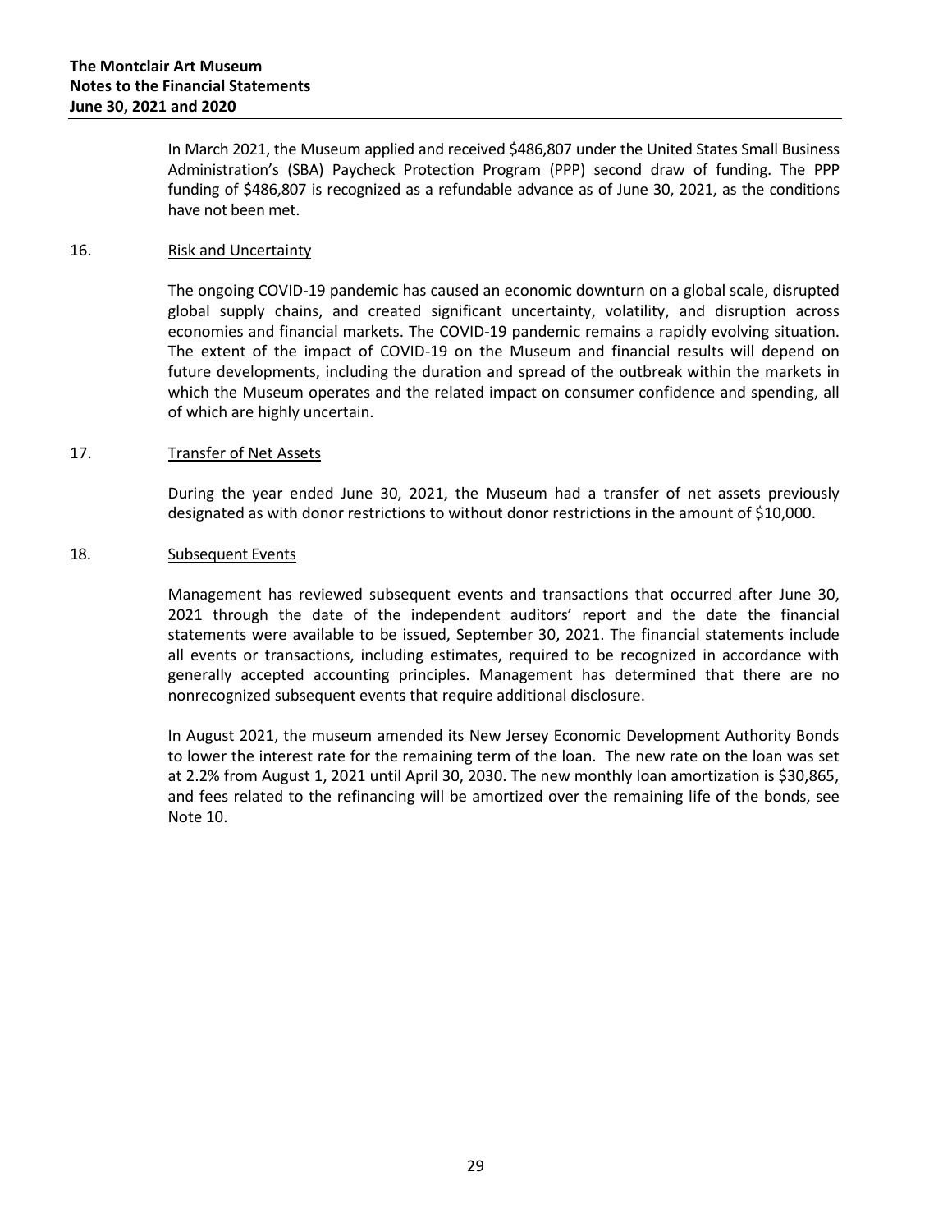In March 2021, the Museum applied and received $486,807 under the United States Small Business Administration's (SBA) Paycheck Protection Program (PPP) second draw of funding. The PPP funding of $486,807 is recognized as a refundable advance as of June 30, 2021, as the conditions have not been met.

16. Risk and Uncertainty

The ongoing COVID-19 pandemic has caused an economic downturn on a global scale, disrupted global supply chains, and created significant uncertainty, volatility, and disruption across economies and financial markets. The COVID-19 pandemic remains a rapidly evolving situation. The extent of the impact of COVID-19 on the Museum and financial results will depend on future developments, including the duration and spread of the outbreak within the markets in which the Museum operates and the related impact on consumer confidence and spending, all of which are highly uncertain.

17. Transfer of Net Assets

During the year ended June 30, 2021, the Museum had a transfer of net assets previously designated as with donor restrictions to without donor restrictions in the amount of $10,000.

18. Subsequent Events

Management has reviewed subsequent events and transactions that occurred after June 30, 2021 through the date of the independent auditors' report and the date the financial statements were available to be issued, September 30, 2021. The financial statements include all events or transactions, including estimates, required to be recognized in accordance with generally accepted accounting principles. Management has determined that there are no nonrecognized subsequent events that require additional disclosure.

In August 2021, the museum amended its New Jersey Economic Development Authority Bonds to lower the interest rate for the remaining term of the loan. The new rate on the loan was set at 2.2% from August 1, 2021 until April 30, 2030. The new monthly loan amortization is $30,865, and fees related to the refinancing will be amortized over the remaining life of the bonds, see Note 10.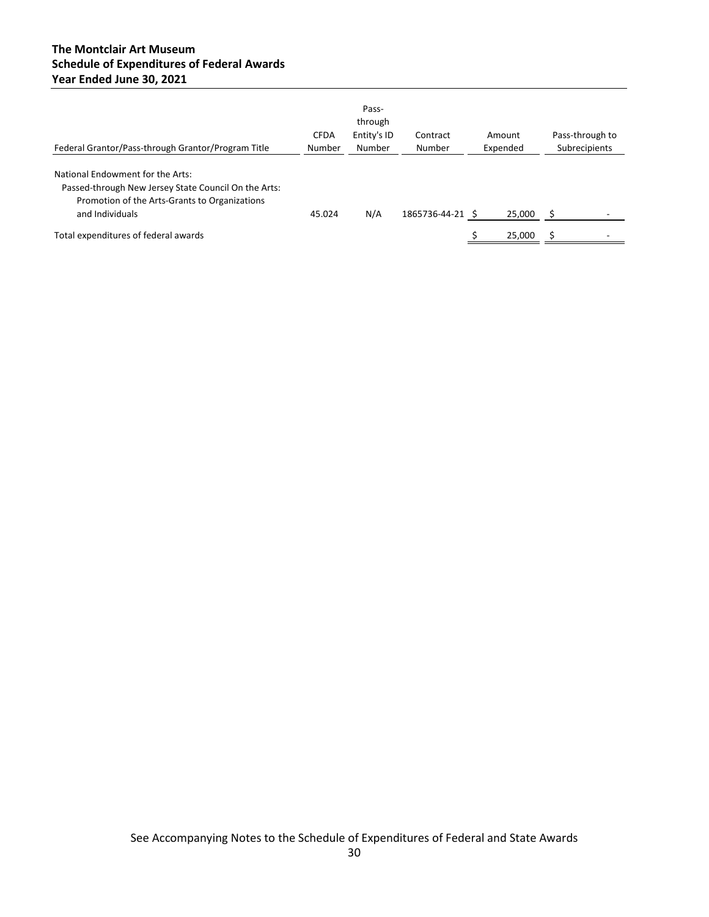**The Montclair Art Museum**
**Schedule of Expenditures of Federal Awards**
**Year Ended June 30, 2021**

| Federal Grantor/Pass-through Grantor/Program Title | CFDA Number | Pass-through Entity's ID Number | Contract Number | Amount Expended | Pass-through to Subrecipients |
|---|---|---|---|---|---|
| National Endowment for the Arts: | | | | | |
| Passed-through New Jersey State Council On the Arts: | | | | | |
| Promotion of the Arts-Grants to Organizations and Individuals | 45.024 | N/A | 1865736-44-21 | $ 25,000 | $ - |
| Total expenditures of federal awards | | | | $ 25,000 | $ - |

See Accompanying Notes to the Schedule of Expenditures of Federal and State Awards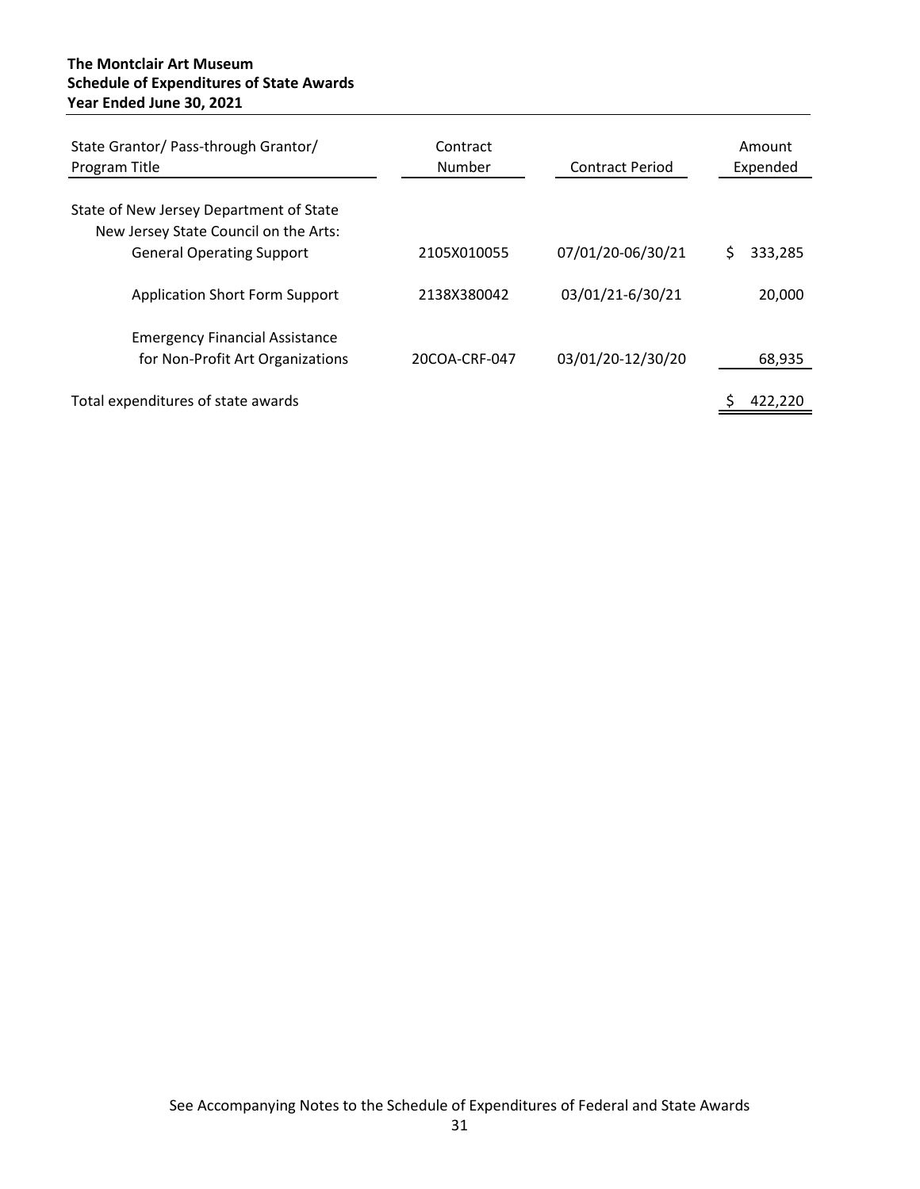**The Montclair Art Museum**
**Schedule of Expenditures of State Awards**
**Year Ended June 30, 2021**

| State Grantor/ Pass-through Grantor/ Program Title | Contract Number | Contract Period | Amount Expended |
|---|---|---|---|
| State of New Jersey Department of State | | | |
| New Jersey State Council on the Arts: | | | |
| General Operating Support | 2105X010055 | 07/01/20-06/30/21 | $ 333,285 |
| Application Short Form Support | 2138X380042 | 03/01/21-6/30/21 | 20,000 |
| Emergency Financial Assistance for Non-Profit Art Organizations | 20COA-CRF-047 | 03/01/20-12/30/20 | 68,935 |
| Total expenditures of state awards | | | $ 422,220 |

See Accompanying Notes to the Schedule of Expenditures of Federal and State Awards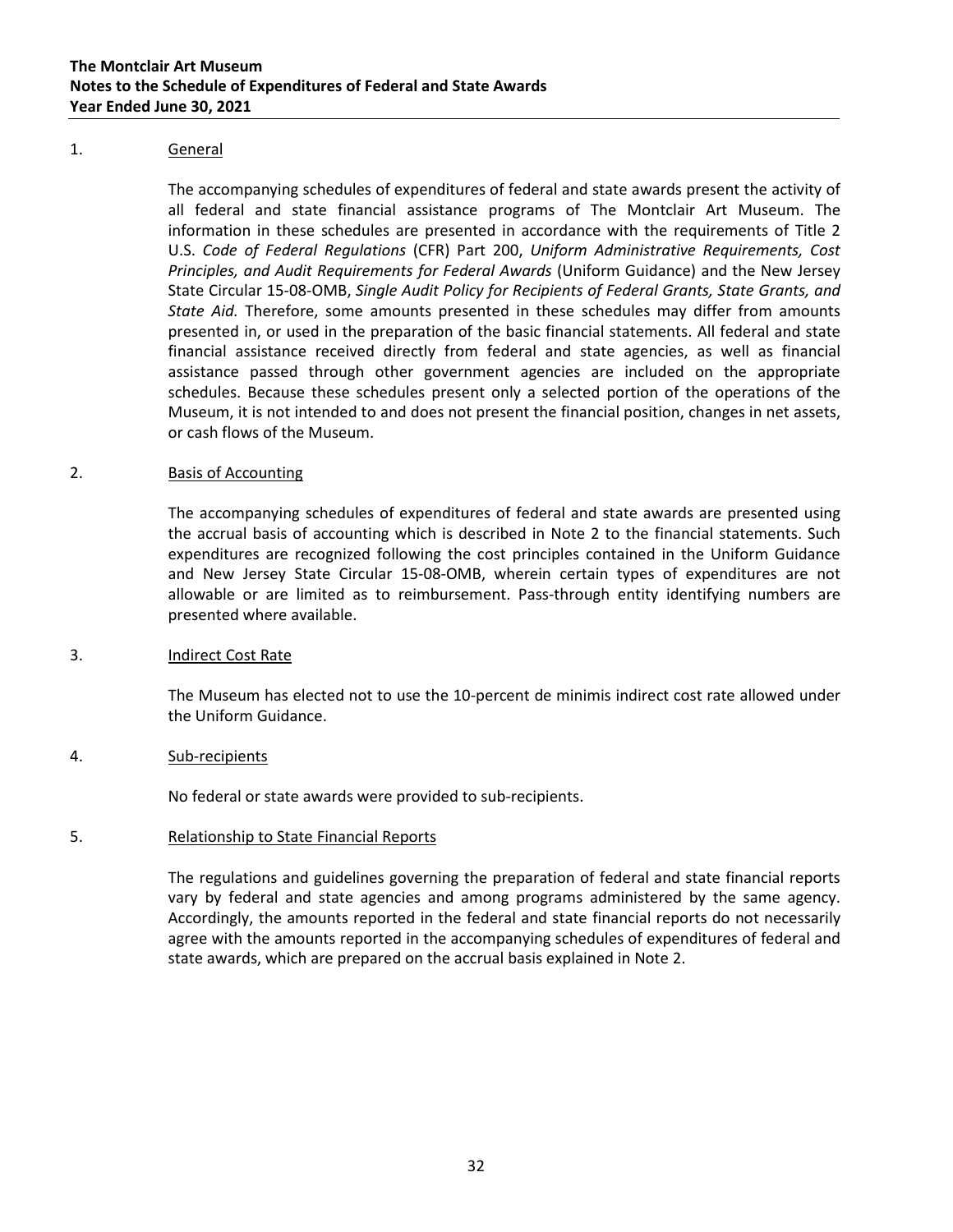**The Montclair Art Museum**
**Notes to the Schedule of Expenditures of Federal and State Awards**
**Year Ended June 30, 2021**

1. General

The accompanying schedules of expenditures of federal and state awards present the activity of all federal and state financial assistance programs of The Montclair Art Museum. The information in these schedules are presented in accordance with the requirements of Title 2 U.S. *Code of Federal Regulations* (CFR) Part 200, *Uniform Administrative Requirements, Cost Principles, and Audit Requirements for Federal Awards* (Uniform Guidance) and the New Jersey State Circular 15-08-OMB, *Single Audit Policy for Recipients of Federal Grants, State Grants, and State Aid.* Therefore, some amounts presented in these schedules may differ from amounts presented in, or used in the preparation of the basic financial statements. All federal and state financial assistance received directly from federal and state agencies, as well as financial assistance passed through other government agencies are included on the appropriate schedules. Because these schedules present only a selected portion of the operations of the Museum, it is not intended to and does not present the financial position, changes in net assets, or cash flows of the Museum.

2. Basis of Accounting

The accompanying schedules of expenditures of federal and state awards are presented using the accrual basis of accounting which is described in Note 2 to the financial statements. Such expenditures are recognized following the cost principles contained in the Uniform Guidance and New Jersey State Circular 15-08-OMB, wherein certain types of expenditures are not allowable or are limited as to reimbursement. Pass-through entity identifying numbers are presented where available.

3. Indirect Cost Rate

The Museum has elected not to use the 10-percent de minimis indirect cost rate allowed under the Uniform Guidance.

4. Sub-recipients

No federal or state awards were provided to sub-recipients.

5. Relationship to State Financial Reports

The regulations and guidelines governing the preparation of federal and state financial reports vary by federal and state agencies and among programs administered by the same agency. Accordingly, the amounts reported in the federal and state financial reports do not necessarily agree with the amounts reported in the accompanying schedules of expenditures of federal and state awards, which are prepared on the accrual basis explained in Note 2.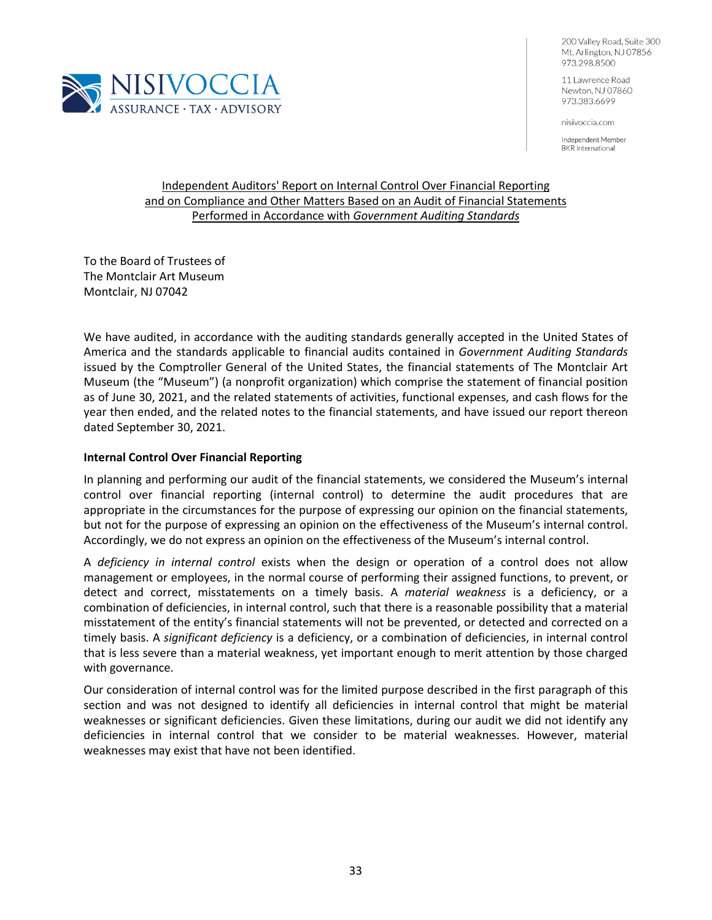NISIVOCCIA
ASSURANCE · TAX · ADVISORY

200 Valley Road, Suite 300
Mt. Arlington, NJ 07856
973.298.8500

11 Lawrence Road
Newton, NJ 07860
973.383.6699

nisivoccia.com

Independent Member
BKR International

## Independent Auditors' Report on Internal Control Over Financial Reporting and on Compliance and Other Matters Based on an Audit of Financial Statements Performed in Accordance with *Government Auditing Standards*

To the Board of Trustees of
The Montclair Art Museum
Montclair, NJ 07042

We have audited, in accordance with the auditing standards generally accepted in the United States of America and the standards applicable to financial audits contained in *Government Auditing Standards* issued by the Comptroller General of the United States, the financial statements of The Montclair Art Museum (the "Museum") (a nonprofit organization) which comprise the statement of financial position as of June 30, 2021, and the related statements of activities, functional expenses, and cash flows for the year then ended, and the related notes to the financial statements, and have issued our report thereon dated September 30, 2021.

**Internal Control Over Financial Reporting**

In planning and performing our audit of the financial statements, we considered the Museum's internal control over financial reporting (internal control) to determine the audit procedures that are appropriate in the circumstances for the purpose of expressing our opinion on the financial statements, but not for the purpose of expressing an opinion on the effectiveness of the Museum's internal control. Accordingly, we do not express an opinion on the effectiveness of the Museum's internal control.

A *deficiency in internal control* exists when the design or operation of a control does not allow management or employees, in the normal course of performing their assigned functions, to prevent, or detect and correct, misstatements on a timely basis. A *material weakness* is a deficiency, or a combination of deficiencies, in internal control, such that there is a reasonable possibility that a material misstatement of the entity's financial statements will not be prevented, or detected and corrected on a timely basis. A *significant deficiency* is a deficiency, or a combination of deficiencies, in internal control that is less severe than a material weakness, yet important enough to merit attention by those charged with governance.

Our consideration of internal control was for the limited purpose described in the first paragraph of this section and was not designed to identify all deficiencies in internal control that might be material weaknesses or significant deficiencies. Given these limitations, during our audit we did not identify any deficiencies in internal control that we consider to be material weaknesses. However, material weaknesses may exist that have not been identified.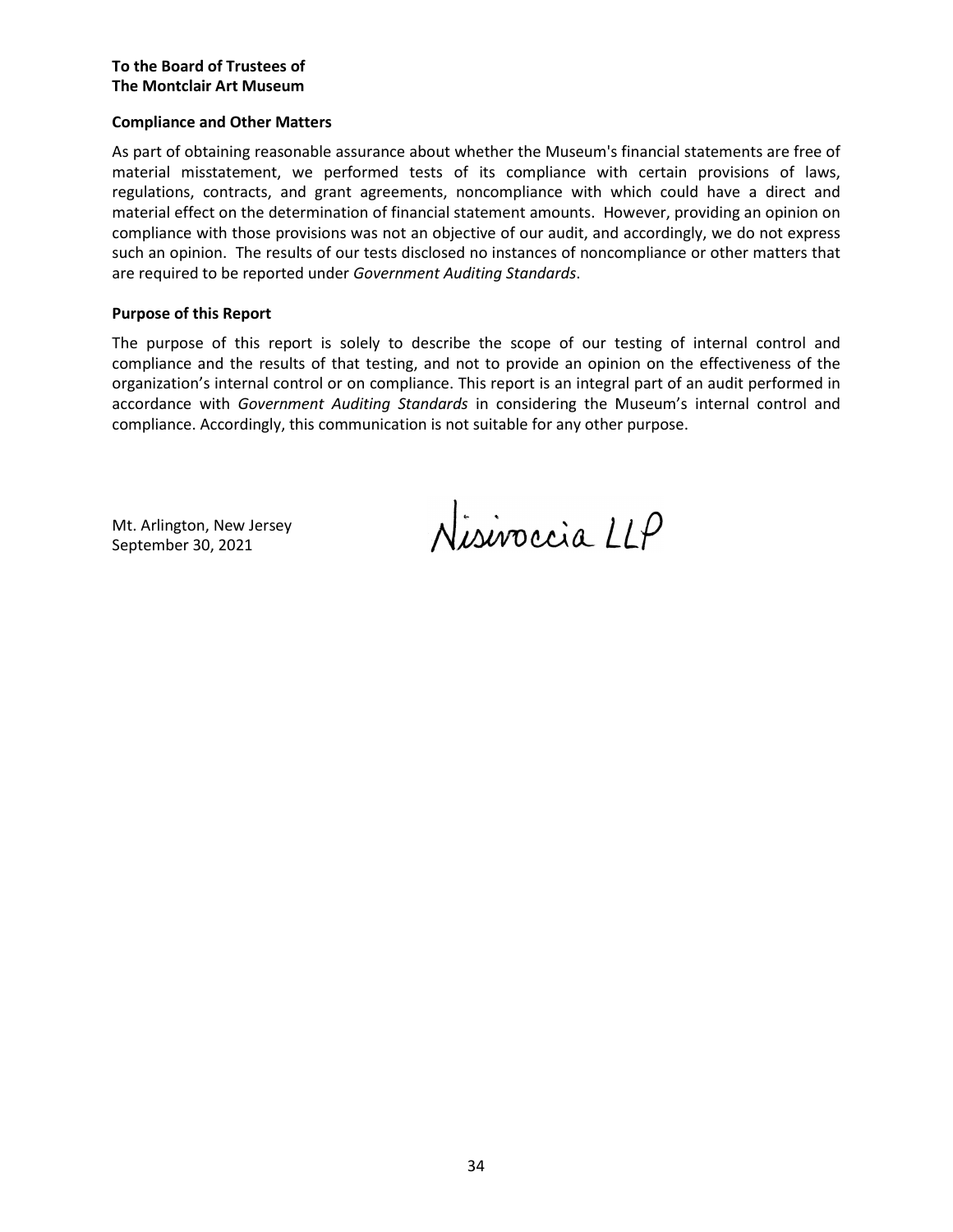**To the Board of Trustees of**
**The Montclair Art Museum**

**Compliance and Other Matters**

As part of obtaining reasonable assurance about whether the Museum's financial statements are free of material misstatement, we performed tests of its compliance with certain provisions of laws, regulations, contracts, and grant agreements, noncompliance with which could have a direct and material effect on the determination of financial statement amounts. However, providing an opinion on compliance with those provisions was not an objective of our audit, and accordingly, we do not express such an opinion. The results of our tests disclosed no instances of noncompliance or other matters that are required to be reported under *Government Auditing Standards*.

**Purpose of this Report**

The purpose of this report is solely to describe the scope of our testing of internal control and compliance and the results of that testing, and not to provide an opinion on the effectiveness of the organization's internal control or on compliance. This report is an integral part of an audit performed in accordance with *Government Auditing Standards* in considering the Museum's internal control and compliance. Accordingly, this communication is not suitable for any other purpose.

Mt. Arlington, New Jersey
September 30, 2021

Nisivoccia LLP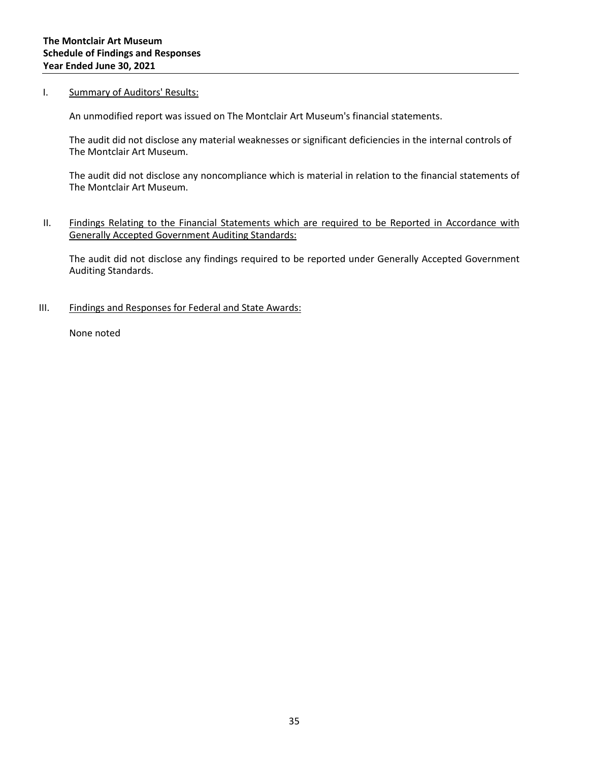**The Montclair Art Museum**
**Schedule of Findings and Responses**
**Year Ended June 30, 2021**

I. Summary of Auditors' Results:

The audit did not disclose any material weaknesses or significant deficiencies in the internal controls of The Montclair Art Museum.

An unmodified report was issued on The Montclair Art Museum's financial statements.

The audit did not disclose any noncompliance which is material in relation to the financial statements of The Montclair Art Museum.

II. Findings Relating to the Financial Statements which are required to be Reported in Accordance with Generally Accepted Government Auditing Standards:

The audit did not disclose any findings required to be reported under Generally Accepted Government Auditing Standards.

III. Findings and Responses for Federal and State Awards:

None noted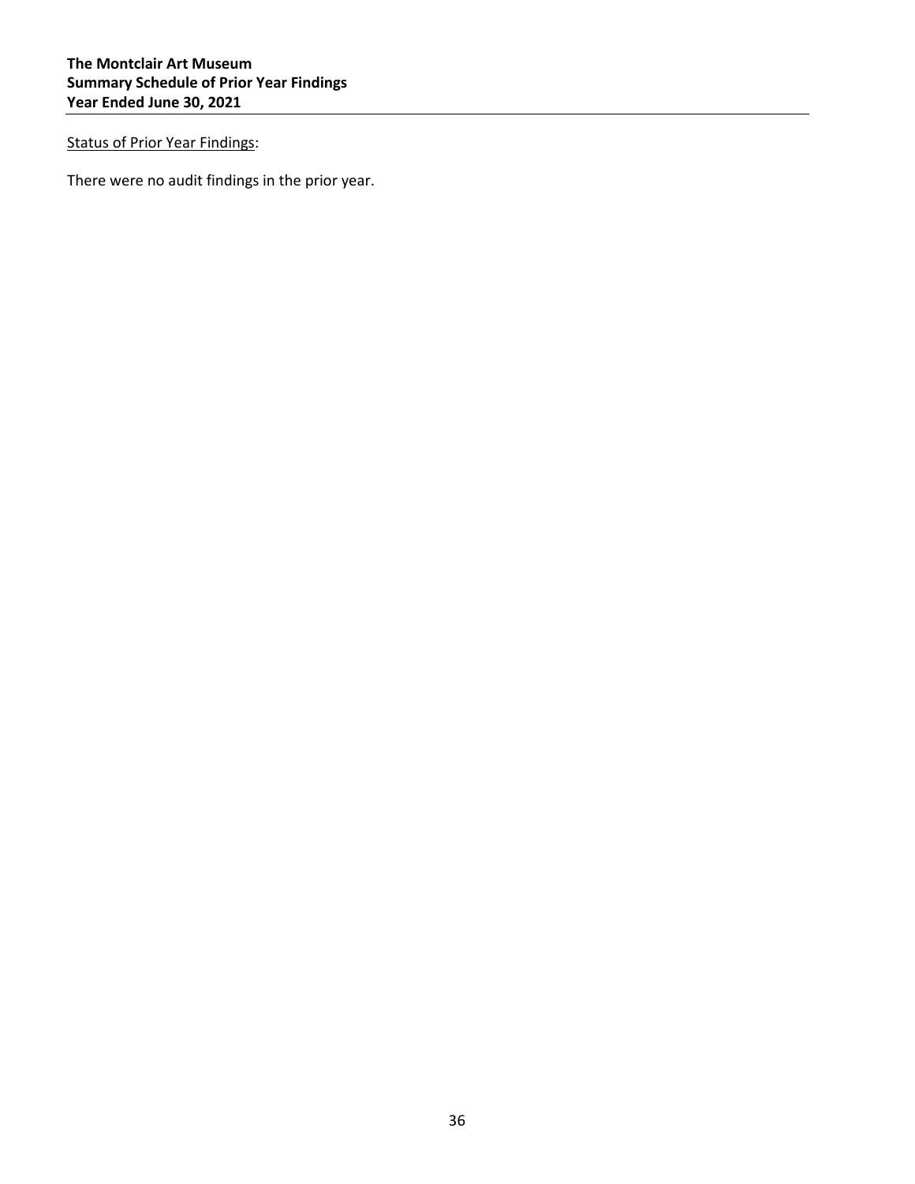**The Montclair Art Museum**
**Summary Schedule of Prior Year Findings**
**Year Ended June 30, 2021**

Status of Prior Year Findings:

There were no audit findings in the prior year.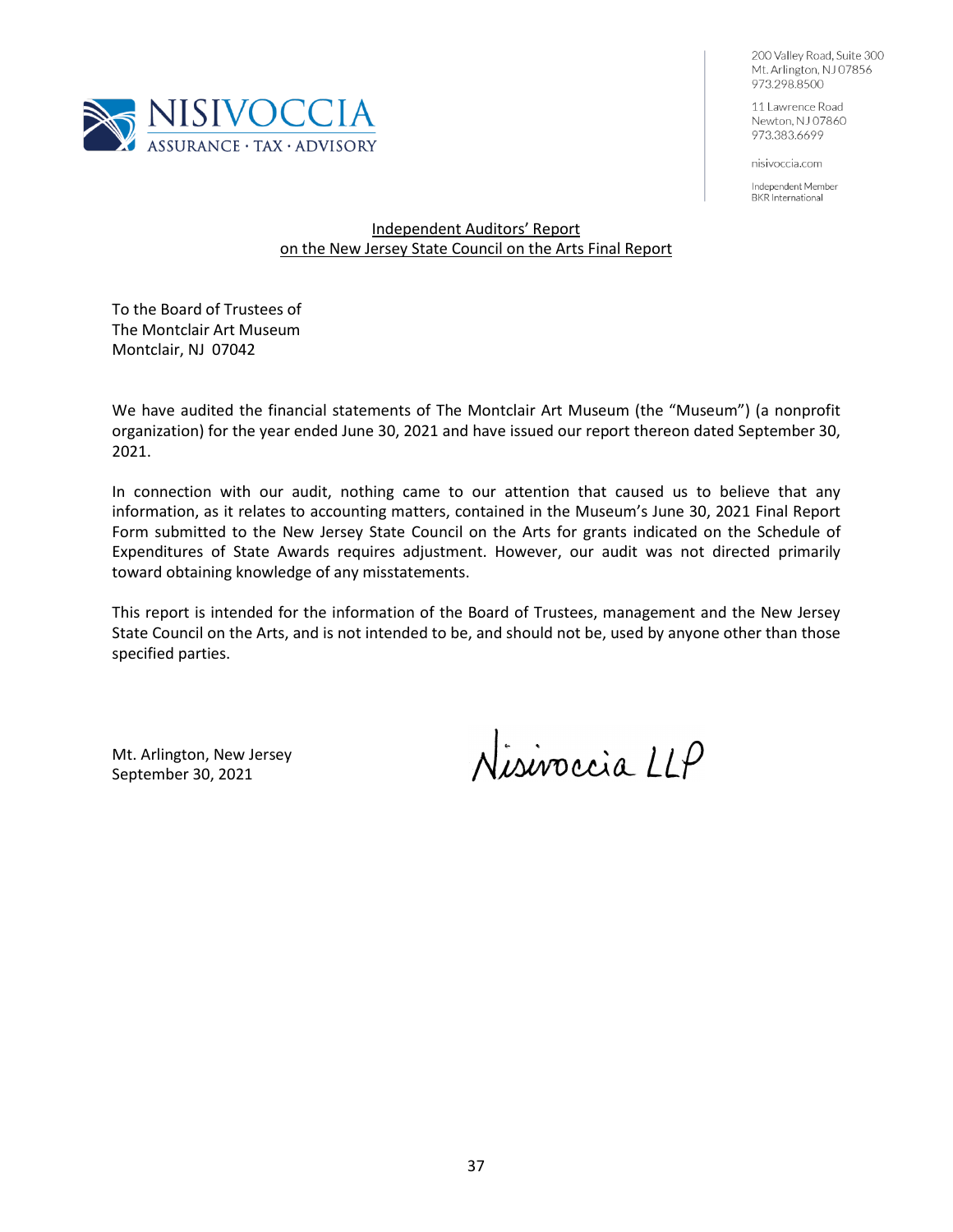NISIVOCCIA
ASSURANCE · TAX · ADVISORY

200 Valley Road, Suite 300
Mt. Arlington, NJ 07856
973.298.8500

11 Lawrence Road
Newton, NJ 07860
973.383.6699

nisivoccia.com

Independent Member
BKR International

## Independent Auditors' Report on the New Jersey State Council on the Arts Final Report

To the Board of Trustees of
The Montclair Art Museum
Montclair, NJ 07042

We have audited the financial statements of The Montclair Art Museum (the "Museum") (a nonprofit organization) for the year ended June 30, 2021 and have issued our report thereon dated September 30, 2021.

In connection with our audit, nothing came to our attention that caused us to believe that any information, as it relates to accounting matters, contained in the Museum's June 30, 2021 Final Report Form submitted to the New Jersey State Council on the Arts for grants indicated on the Schedule of Expenditures of State Awards requires adjustment. However, our audit was not directed primarily toward obtaining knowledge of any misstatements.

This report is intended for the information of the Board of Trustees, management and the New Jersey State Council on the Arts, and is not intended to be, and should not be, used by anyone other than those specified parties.

Mt. Arlington, New Jersey
September 30, 2021

Nisivoccia LLP